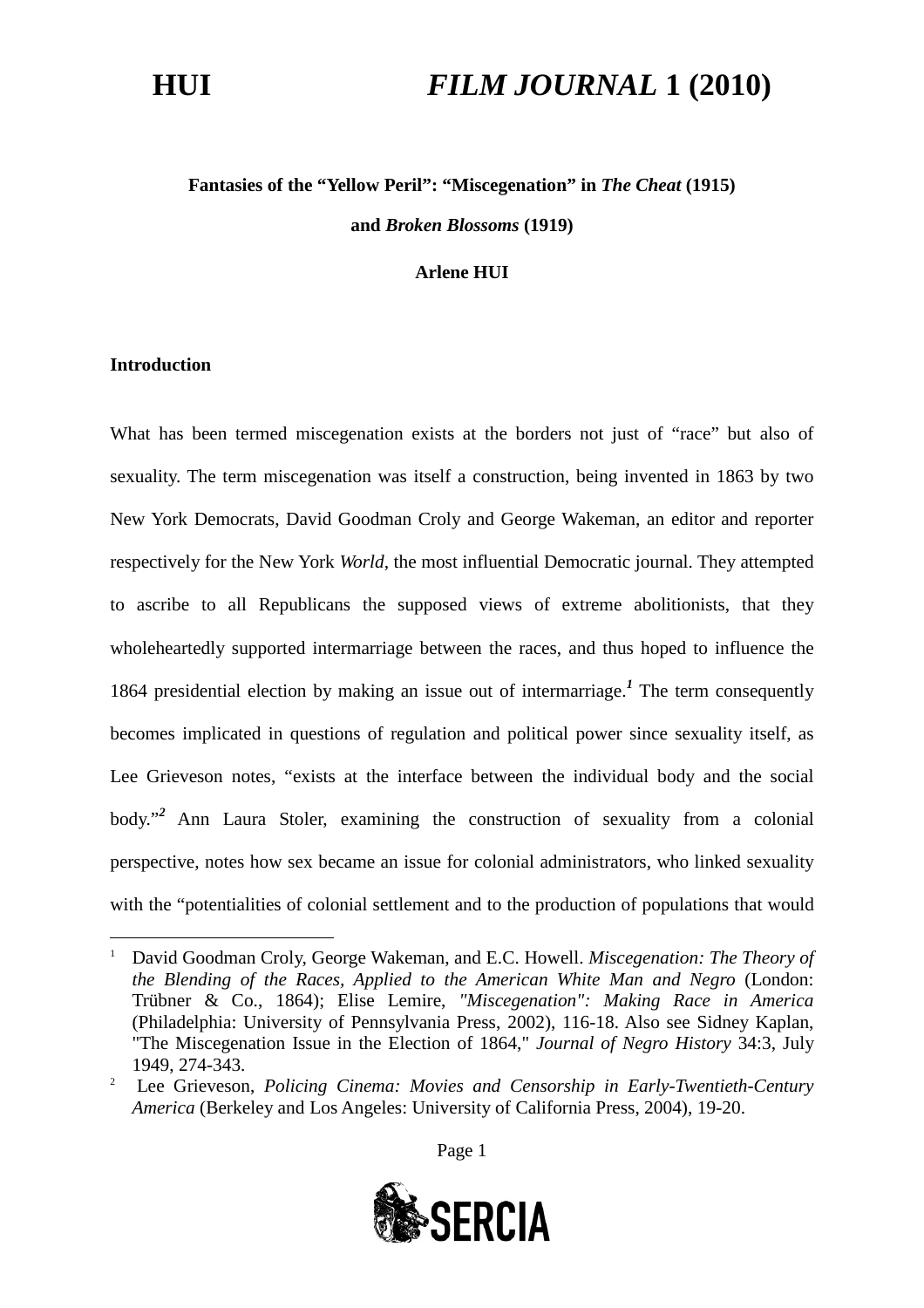# Fantasies of the "Yellow Peril": "Miscegenation" in *The Cheat* (1915) and *Broken Blossoms* (1919)

**Arlene HUI**

## Introduction

What has been termed miscegenation exists at the borders not just of "race" but also of sexuality. The term miscegenation was itself a construction, being invented in 1863 by two New York Democrats, David Goodman Croly and George Wakeman, an editor and reporter respectively for the New York *World*, the most influential Democratic journal. They attempted to ascribe to all Republicans the supposed views of extreme abolitionists, that they wholeheartedly supported intermarriage between the races, and thus hoped to influence the 1864 presidential election by making an issue out of intermarriage.[1] The term consequently becomes implicated in questions of regulation and political power since sexuality itself, as Lee Grieveson notes, "exists at the interface between the individual body and the social body."[2] Ann Laura Stoler, examining the construction of sexuality from a colonial perspective, notes how sex became an issue for colonial administrators, who linked sexuality with the "potentialities of colonial settlement and to the production of populations that would

---

[1] David Goodman Croly, George Wakeman, and E.C. Howell. *Miscegenation: The Theory of the Blending of the Races, Applied to the American White Man and Negro* (London: Trübner & Co., 1864); Elise Lemire, *"Miscegenation": Making Race in America* (Philadelphia: University of Pennsylvania Press, 2002), 116-18. Also see Sidney Kaplan, "The Miscegenation Issue in the Election of 1864," *Journal of Negro History* 34:3, July 1949, 274-343.

[2] Lee Grieveson, *Policing Cinema: Movies and Censorship in Early-Twentieth-Century America* (Berkeley and Los Angeles: University of California Press, 2004), 19-20.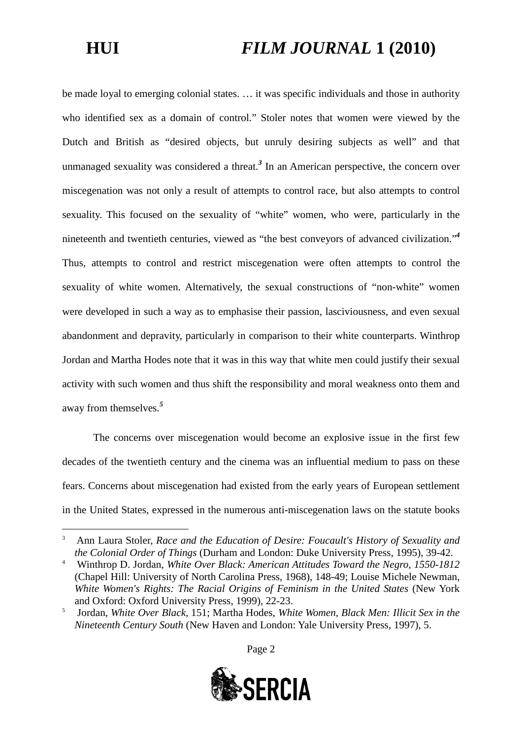be made loyal to emerging colonial states. … it was specific individuals and those in authority who identified sex as a domain of control." Stoler notes that women were viewed by the Dutch and British as "desired objects, but unruly desiring subjects as well" and that unmanaged sexuality was considered a threat.[3] In an American perspective, the concern over miscegenation was not only a result of attempts to control race, but also attempts to control sexuality. This focused on the sexuality of "white" women, who were, particularly in the nineteenth and twentieth centuries, viewed as "the best conveyors of advanced civilization."[4] Thus, attempts to control and restrict miscegenation were often attempts to control the sexuality of white women. Alternatively, the sexual constructions of "non-white" women were developed in such a way as to emphasise their passion, lasciviousness, and even sexual abandonment and depravity, particularly in comparison to their white counterparts. Winthrop Jordan and Martha Hodes note that it was in this way that white men could justify their sexual activity with such women and thus shift the responsibility and moral weakness onto them and away from themselves.[5]

The concerns over miscegenation would become an explosive issue in the first few decades of the twentieth century and the cinema was an influential medium to pass on these fears. Concerns about miscegenation had existed from the early years of European settlement in the United States, expressed in the numerous anti-miscegenation laws on the statute books

---

[3] Ann Laura Stoler, *Race and the Education of Desire: Foucault's History of Sexuality and the Colonial Order of Things* (Durham and London: Duke University Press, 1995), 39-42.

[4] Winthrop D. Jordan, *White Over Black: American Attitudes Toward the Negro, 1550-1812* (Chapel Hill: University of North Carolina Press, 1968), 148-49; Louise Michele Newman, *White Women's Rights: The Racial Origins of Feminism in the United States* (New York and Oxford: Oxford University Press, 1999), 22-23.

[5] Jordan, *White Over Black*, 151; Martha Hodes, *White Women, Black Men: Illicit Sex in the Nineteenth Century South* (New Haven and London: Yale University Press, 1997), 5.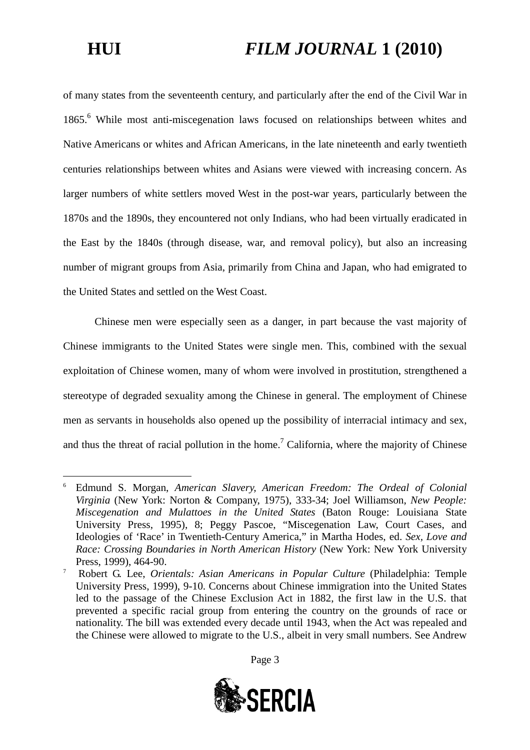of many states from the seventeenth century, and particularly after the end of the Civil War in 1865.[6] While most anti-miscegenation laws focused on relationships between whites and Native Americans or whites and African Americans, in the late nineteenth and early twentieth centuries relationships between whites and Asians were viewed with increasing concern. As larger numbers of white settlers moved West in the post-war years, particularly between the 1870s and the 1890s, they encountered not only Indians, who had been virtually eradicated in the East by the 1840s (through disease, war, and removal policy), but also an increasing number of migrant groups from Asia, primarily from China and Japan, who had emigrated to the United States and settled on the West Coast.

Chinese men were especially seen as a danger, in part because the vast majority of Chinese immigrants to the United States were single men. This, combined with the sexual exploitation of Chinese women, many of whom were involved in prostitution, strengthened a stereotype of degraded sexuality among the Chinese in general. The employment of Chinese men as servants in households also opened up the possibility of interracial intimacy and sex, and thus the threat of racial pollution in the home.[7] California, where the majority of Chinese

---

[6] Edmund S. Morgan, *American Slavery, American Freedom: The Ordeal of Colonial Virginia* (New York: Norton & Company, 1975), 333-34; Joel Williamson, *New People: Miscegenation and Mulattoes in the United States* (Baton Rouge: Louisiana State University Press, 1995), 8; Peggy Pascoe, "Miscegenation Law, Court Cases, and Ideologies of 'Race' in Twentieth-Century America," in Martha Hodes, ed. *Sex, Love and Race: Crossing Boundaries in North American History* (New York: New York University Press, 1999), 464-90.

[7] Robert G. Lee, *Orientals: Asian Americans in Popular Culture* (Philadelphia: Temple University Press, 1999), 9-10. Concerns about Chinese immigration into the United States led to the passage of the Chinese Exclusion Act in 1882, the first law in the U.S. that prevented a specific racial group from entering the country on the grounds of race or nationality. The bill was extended every decade until 1943, when the Act was repealed and the Chinese were allowed to migrate to the U.S., albeit in very small numbers. See Andrew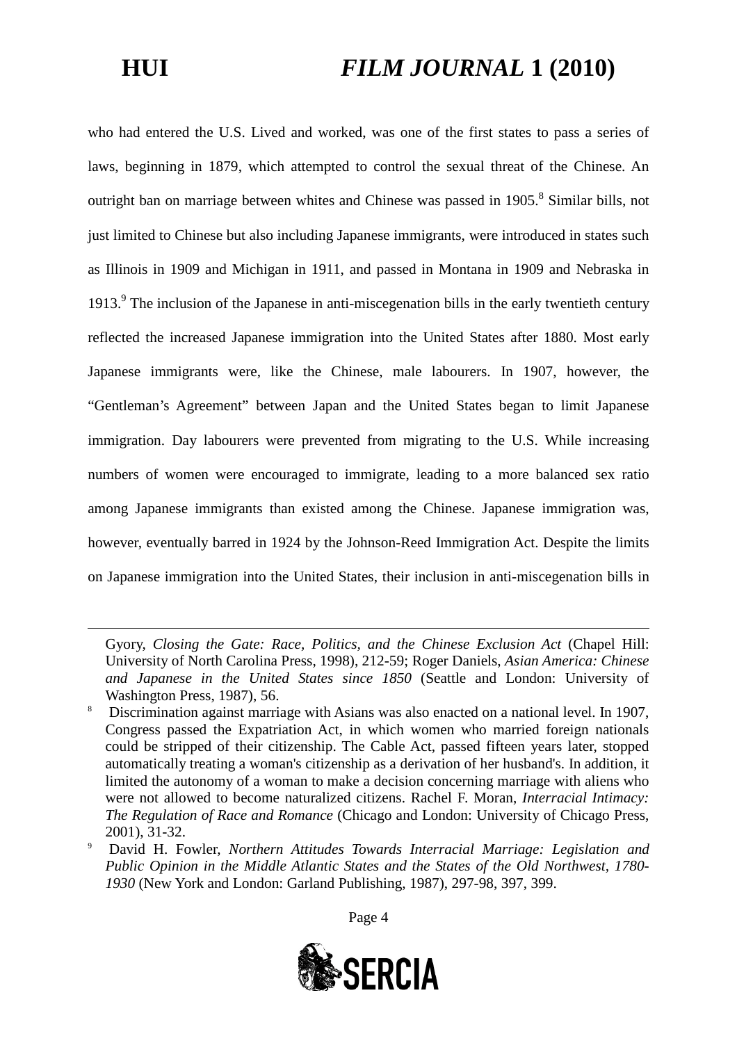who had entered the U.S. Lived and worked, was one of the first states to pass a series of laws, beginning in 1879, which attempted to control the sexual threat of the Chinese. An outright ban on marriage between whites and Chinese was passed in 1905.[8] Similar bills, not just limited to Chinese but also including Japanese immigrants, were introduced in states such as Illinois in 1909 and Michigan in 1911, and passed in Montana in 1909 and Nebraska in 1913.[9] The inclusion of the Japanese in anti-miscegenation bills in the early twentieth century reflected the increased Japanese immigration into the United States after 1880. Most early Japanese immigrants were, like the Chinese, male labourers. In 1907, however, the "Gentleman's Agreement" between Japan and the United States began to limit Japanese immigration. Day labourers were prevented from migrating to the U.S. While increasing numbers of women were encouraged to immigrate, leading to a more balanced sex ratio among Japanese immigrants than existed among the Chinese. Japanese immigration was, however, eventually barred in 1924 by the Johnson-Reed Immigration Act. Despite the limits on Japanese immigration into the United States, their inclusion in anti-miscegenation bills in

---

Gyory, *Closing the Gate: Race, Politics, and the Chinese Exclusion Act* (Chapel Hill: University of North Carolina Press, 1998), 212-59; Roger Daniels, *Asian America: Chinese and Japanese in the United States since 1850* (Seattle and London: University of Washington Press, 1987), 56.

[8] Discrimination against marriage with Asians was also enacted on a national level. In 1907, Congress passed the Expatriation Act, in which women who married foreign nationals could be stripped of their citizenship. The Cable Act, passed fifteen years later, stopped automatically treating a woman's citizenship as a derivation of her husband's. In addition, it limited the autonomy of a woman to make a decision concerning marriage with aliens who were not allowed to become naturalized citizens. Rachel F. Moran, *Interracial Intimacy: The Regulation of Race and Romance* (Chicago and London: University of Chicago Press, 2001), 31-32.

[9] David H. Fowler, *Northern Attitudes Towards Interracial Marriage: Legislation and Public Opinion in the Middle Atlantic States and the States of the Old Northwest, 1780-1930* (New York and London: Garland Publishing, 1987), 297-98, 397, 399.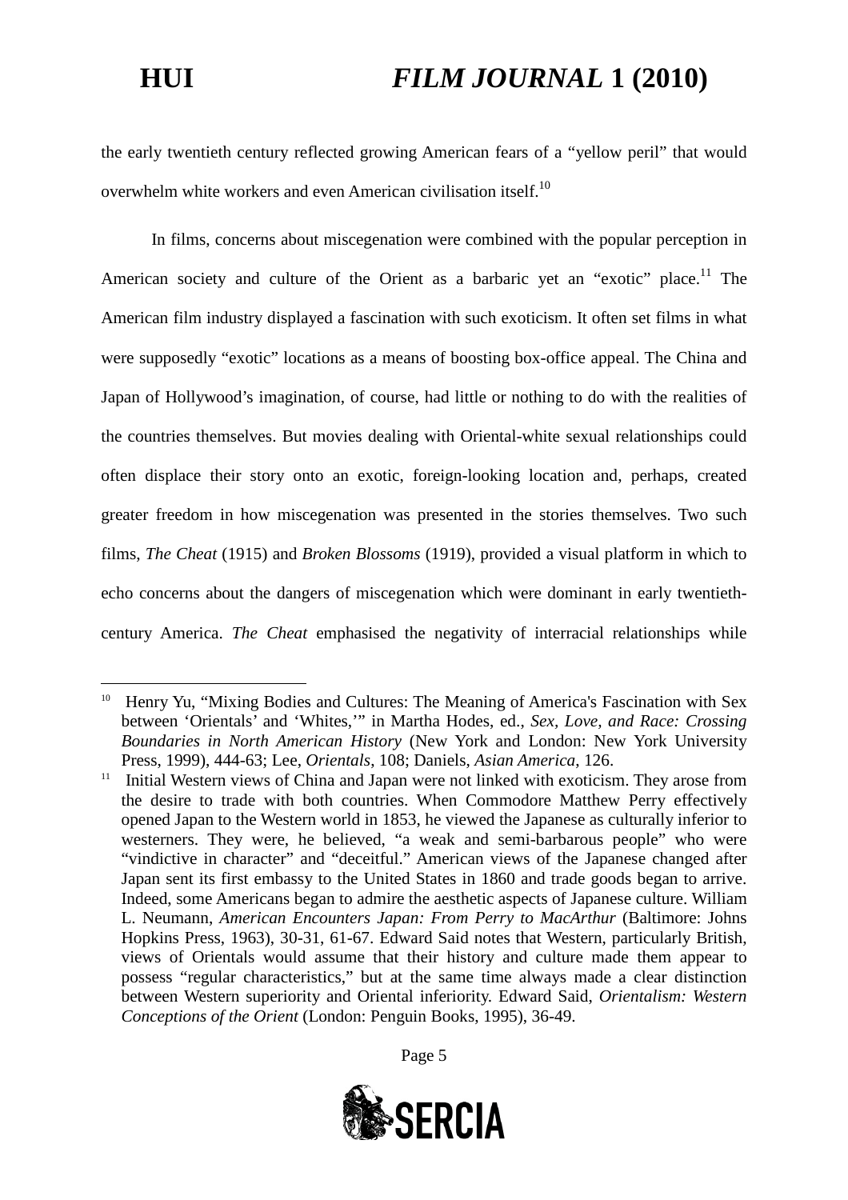the early twentieth century reflected growing American fears of a "yellow peril" that would overwhelm white workers and even American civilisation itself.[10]

In films, concerns about miscegenation were combined with the popular perception in American society and culture of the Orient as a barbaric yet an "exotic" place.[11] The American film industry displayed a fascination with such exoticism. It often set films in what were supposedly "exotic" locations as a means of boosting box-office appeal. The China and Japan of Hollywood's imagination, of course, had little or nothing to do with the realities of the countries themselves. But movies dealing with Oriental-white sexual relationships could often displace their story onto an exotic, foreign-looking location and, perhaps, created greater freedom in how miscegenation was presented in the stories themselves. Two such films, *The Cheat* (1915) and *Broken Blossoms* (1919), provided a visual platform in which to echo concerns about the dangers of miscegenation which were dominant in early twentieth-century America. *The Cheat* emphasised the negativity of interracial relationships while

---

[10] Henry Yu, "Mixing Bodies and Cultures: The Meaning of America's Fascination with Sex between 'Orientals' and 'Whites,'" in Martha Hodes, ed., *Sex, Love, and Race: Crossing Boundaries in North American History* (New York and London: New York University Press, 1999), 444-63; Lee, *Orientals*, 108; Daniels, *Asian America*, 126.

[11] Initial Western views of China and Japan were not linked with exoticism. They arose from the desire to trade with both countries. When Commodore Matthew Perry effectively opened Japan to the Western world in 1853, he viewed the Japanese as culturally inferior to westerners. They were, he believed, "a weak and semi-barbarous people" who were "vindictive in character" and "deceitful." American views of the Japanese changed after Japan sent its first embassy to the United States in 1860 and trade goods began to arrive. Indeed, some Americans began to admire the aesthetic aspects of Japanese culture. William L. Neumann, *American Encounters Japan: From Perry to MacArthur* (Baltimore: Johns Hopkins Press, 1963), 30-31, 61-67. Edward Said notes that Western, particularly British, views of Orientals would assume that their history and culture made them appear to possess "regular characteristics," but at the same time always made a clear distinction between Western superiority and Oriental inferiority. Edward Said, *Orientalism: Western Conceptions of the Orient* (London: Penguin Books, 1995), 36-49.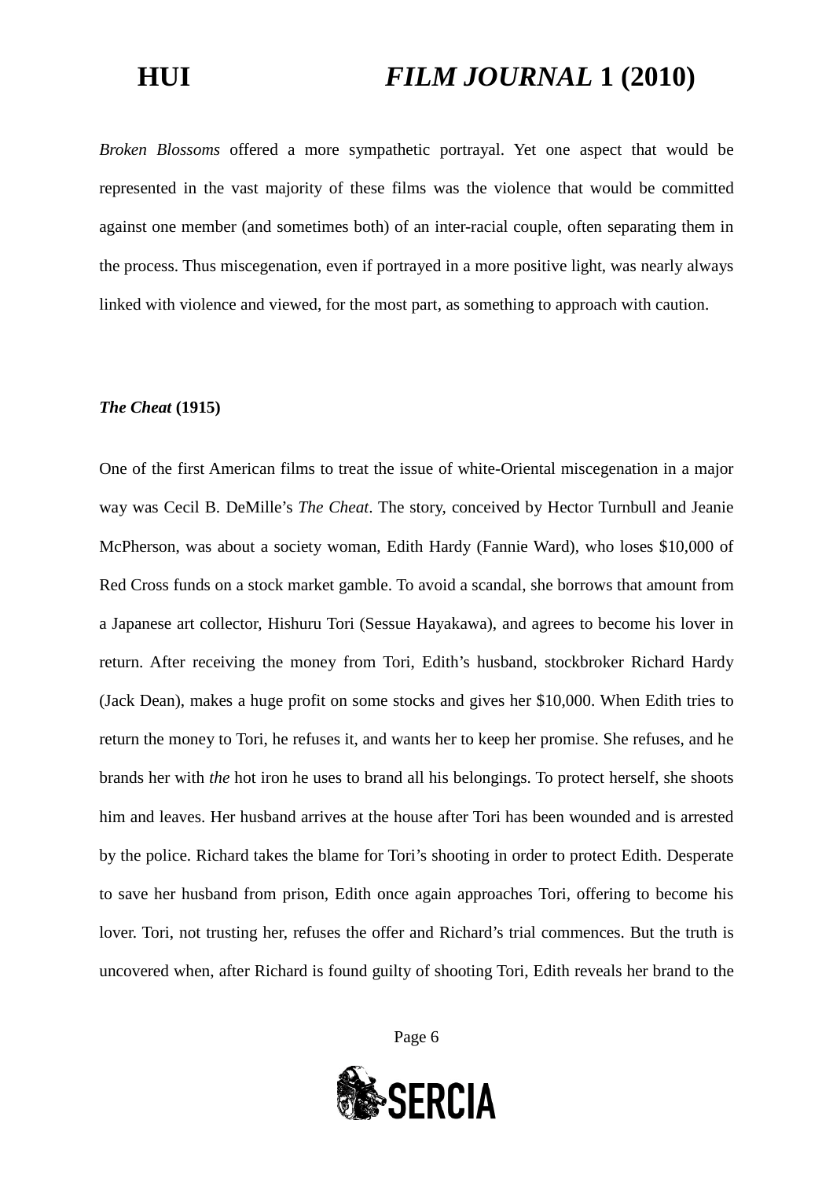*Broken Blossoms* offered a more sympathetic portrayal. Yet one aspect that would be represented in the vast majority of these films was the violence that would be committed against one member (and sometimes both) of an inter-racial couple, often separating them in the process. Thus miscegenation, even if portrayed in a more positive light, was nearly always linked with violence and viewed, for the most part, as something to approach with caution.

### *The Cheat* (1915)

One of the first American films to treat the issue of white-Oriental miscegenation in a major way was Cecil B. DeMille's *The Cheat*. The story, conceived by Hector Turnbull and Jeanie McPherson, was about a society woman, Edith Hardy (Fannie Ward), who loses $10,000 of Red Cross funds on a stock market gamble. To avoid a scandal, she borrows that amount from a Japanese art collector, Hishuru Tori (Sessue Hayakawa), and agrees to become his lover in return. After receiving the money from Tori, Edith's husband, stockbroker Richard Hardy (Jack Dean), makes a huge profit on some stocks and gives her $10,000. When Edith tries to return the money to Tori, he refuses it, and wants her to keep her promise. She refuses, and he brands her with *the* hot iron he uses to brand all his belongings. To protect herself, she shoots him and leaves. Her husband arrives at the house after Tori has been wounded and is arrested by the police. Richard takes the blame for Tori's shooting in order to protect Edith. Desperate to save her husband from prison, Edith once again approaches Tori, offering to become his lover. Tori, not trusting her, refuses the offer and Richard's trial commences. But the truth is uncovered when, after Richard is found guilty of shooting Tori, Edith reveals her brand to the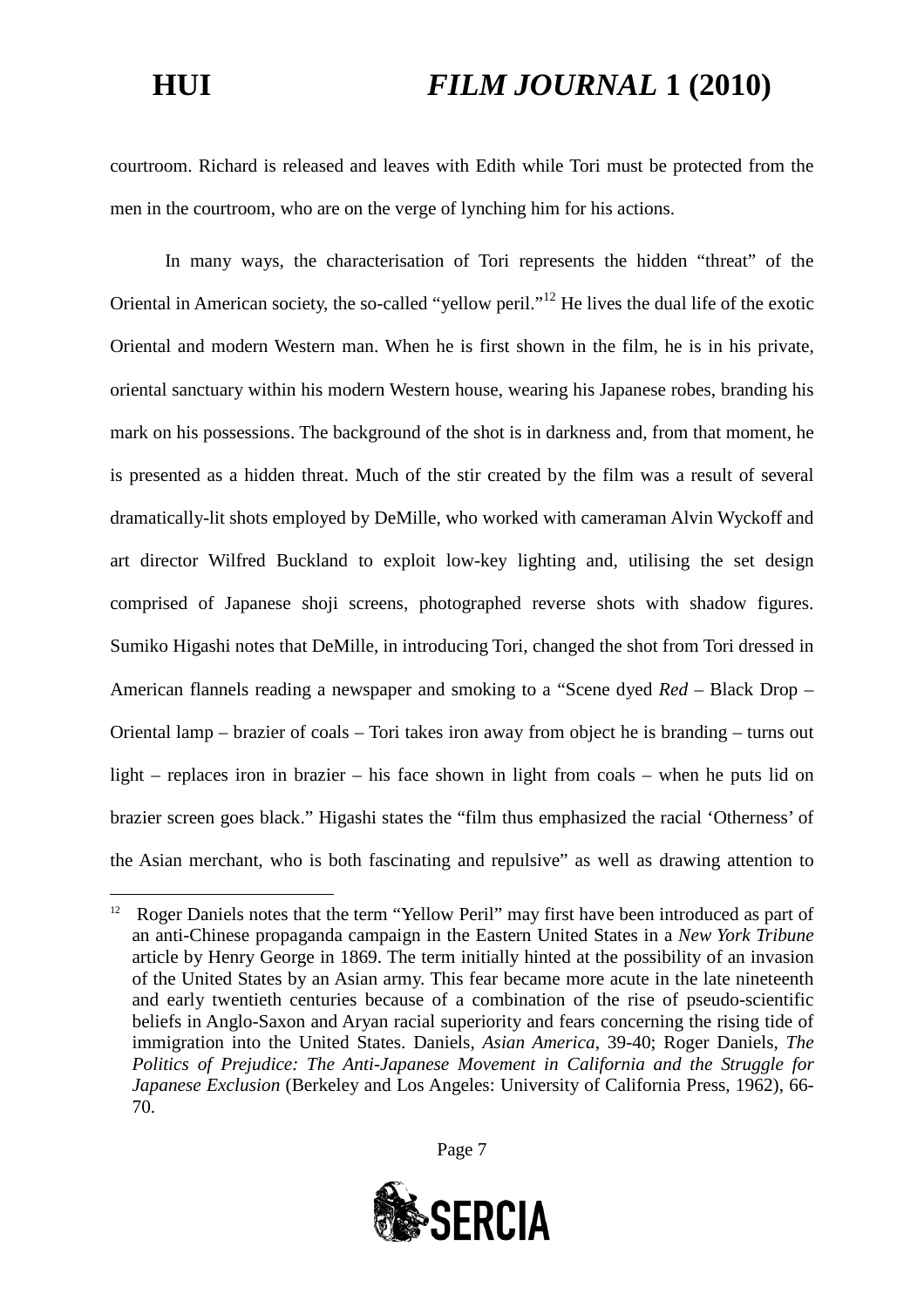courtroom. Richard is released and leaves with Edith while Tori must be protected from the men in the courtroom, who are on the verge of lynching him for his actions.

In many ways, the characterisation of Tori represents the hidden "threat" of the Oriental in American society, the so-called "yellow peril."[12] He lives the dual life of the exotic Oriental and modern Western man. When he is first shown in the film, he is in his private, oriental sanctuary within his modern Western house, wearing his Japanese robes, branding his mark on his possessions. The background of the shot is in darkness and, from that moment, he is presented as a hidden threat. Much of the stir created by the film was a result of several dramatically-lit shots employed by DeMille, who worked with cameraman Alvin Wyckoff and art director Wilfred Buckland to exploit low-key lighting and, utilising the set design comprised of Japanese shoji screens, photographed reverse shots with shadow figures. Sumiko Higashi notes that DeMille, in introducing Tori, changed the shot from Tori dressed in American flannels reading a newspaper and smoking to a "Scene dyed *Red* – Black Drop – Oriental lamp – brazier of coals – Tori takes iron away from object he is branding – turns out light – replaces iron in brazier – his face shown in light from coals – when he puts lid on brazier screen goes black." Higashi states the "film thus emphasized the racial 'Otherness' of the Asian merchant, who is both fascinating and repulsive" as well as drawing attention to

---

[12] Roger Daniels notes that the term "Yellow Peril" may first have been introduced as part of an anti-Chinese propaganda campaign in the Eastern United States in a *New York Tribune* article by Henry George in 1869. The term initially hinted at the possibility of an invasion of the United States by an Asian army. This fear became more acute in the late nineteenth and early twentieth centuries because of a combination of the rise of pseudo-scientific beliefs in Anglo-Saxon and Aryan racial superiority and fears concerning the rising tide of immigration into the United States. Daniels, *Asian America*, 39-40; Roger Daniels, *The Politics of Prejudice: The Anti-Japanese Movement in California and the Struggle for Japanese Exclusion* (Berkeley and Los Angeles: University of California Press, 1962), 66-70.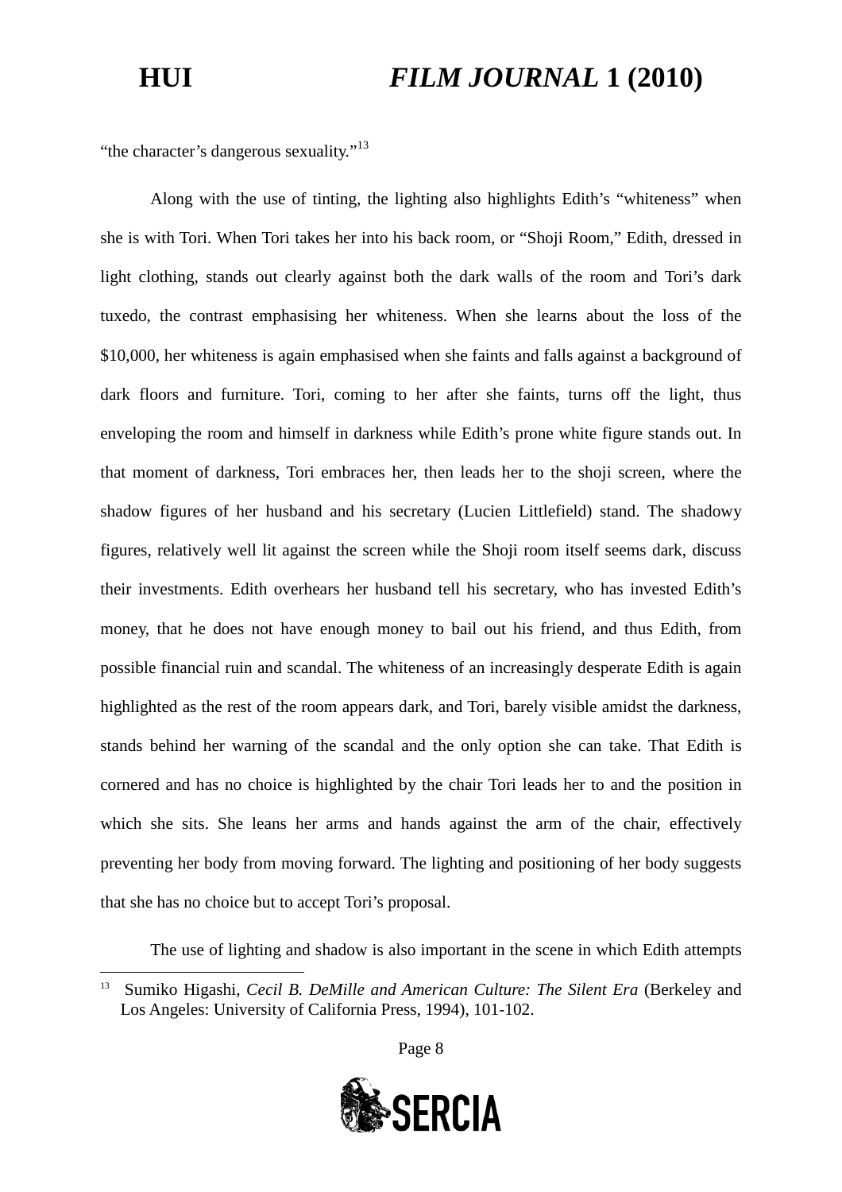"the character's dangerous sexuality."[13]

Along with the use of tinting, the lighting also highlights Edith's "whiteness" when she is with Tori. When Tori takes her into his back room, or "Shoji Room," Edith, dressed in light clothing, stands out clearly against both the dark walls of the room and Tori's dark tuxedo, the contrast emphasising her whiteness. When she learns about the loss of the $10,000, her whiteness is again emphasised when she faints and falls against a background of dark floors and furniture. Tori, coming to her after she faints, turns off the light, thus enveloping the room and himself in darkness while Edith's prone white figure stands out. In that moment of darkness, Tori embraces her, then leads her to the shoji screen, where the shadow figures of her husband and his secretary (Lucien Littlefield) stand. The shadowy figures, relatively well lit against the screen while the Shoji room itself seems dark, discuss their investments. Edith overhears her husband tell his secretary, who has invested Edith's money, that he does not have enough money to bail out his friend, and thus Edith, from possible financial ruin and scandal. The whiteness of an increasingly desperate Edith is again highlighted as the rest of the room appears dark, and Tori, barely visible amidst the darkness, stands behind her warning of the scandal and the only option she can take. That Edith is cornered and has no choice is highlighted by the chair Tori leads her to and the position in which she sits. She leans her arms and hands against the arm of the chair, effectively preventing her body from moving forward. The lighting and positioning of her body suggests that she has no choice but to accept Tori's proposal.

The use of lighting and shadow is also important in the scene in which Edith attempts

[13] Sumiko Higashi, *Cecil B. DeMille and American Culture: The Silent Era* (Berkeley and Los Angeles: University of California Press, 1994), 101-102.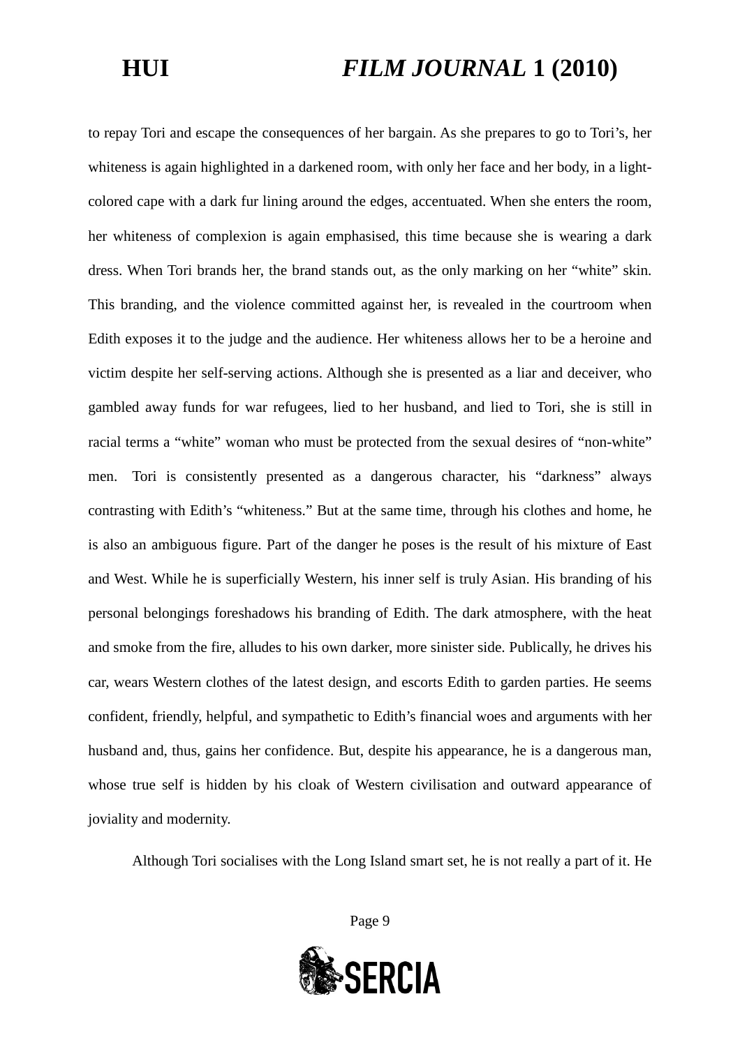to repay Tori and escape the consequences of her bargain. As she prepares to go to Tori's, her whiteness is again highlighted in a darkened room, with only her face and her body, in a light-colored cape with a dark fur lining around the edges, accentuated. When she enters the room, her whiteness of complexion is again emphasised, this time because she is wearing a dark dress. When Tori brands her, the brand stands out, as the only marking on her "white" skin. This branding, and the violence committed against her, is revealed in the courtroom when Edith exposes it to the judge and the audience. Her whiteness allows her to be a heroine and victim despite her self-serving actions. Although she is presented as a liar and deceiver, who gambled away funds for war refugees, lied to her husband, and lied to Tori, she is still in racial terms a "white" woman who must be protected from the sexual desires of "non-white" men. Tori is consistently presented as a dangerous character, his "darkness" always contrasting with Edith's "whiteness." But at the same time, through his clothes and home, he is also an ambiguous figure. Part of the danger he poses is the result of his mixture of East and West. While he is superficially Western, his inner self is truly Asian. His branding of his personal belongings foreshadows his branding of Edith. The dark atmosphere, with the heat and smoke from the fire, alludes to his own darker, more sinister side. Publically, he drives his car, wears Western clothes of the latest design, and escorts Edith to garden parties. He seems confident, friendly, helpful, and sympathetic to Edith's financial woes and arguments with her husband and, thus, gains her confidence. But, despite his appearance, he is a dangerous man, whose true self is hidden by his cloak of Western civilisation and outward appearance of joviality and modernity.

Although Tori socialises with the Long Island smart set, he is not really a part of it. He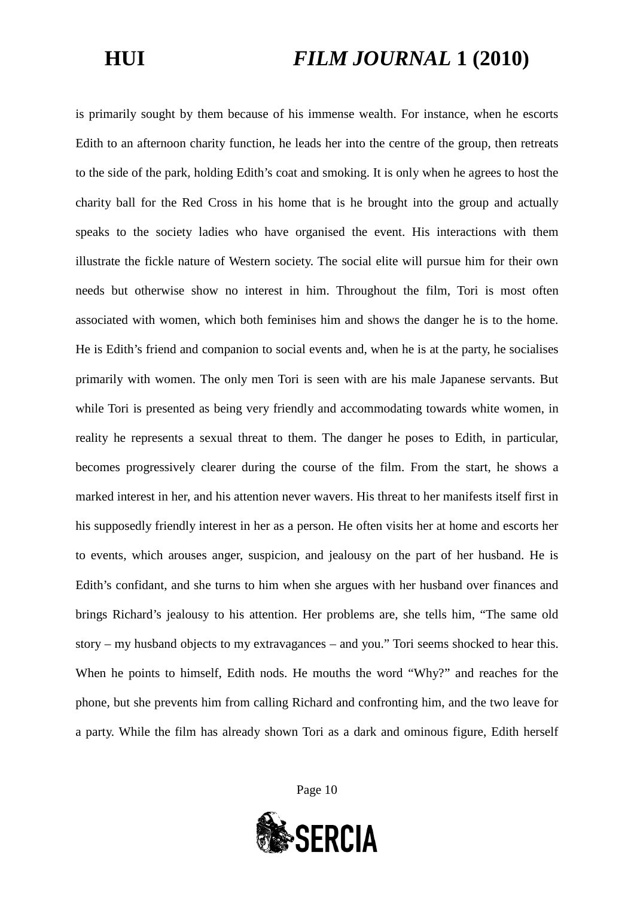is primarily sought by them because of his immense wealth. For instance, when he escorts Edith to an afternoon charity function, he leads her into the centre of the group, then retreats to the side of the park, holding Edith's coat and smoking. It is only when he agrees to host the charity ball for the Red Cross in his home that is he brought into the group and actually speaks to the society ladies who have organised the event. His interactions with them illustrate the fickle nature of Western society. The social elite will pursue him for their own needs but otherwise show no interest in him. Throughout the film, Tori is most often associated with women, which both feminises him and shows the danger he is to the home. He is Edith's friend and companion to social events and, when he is at the party, he socialises primarily with women. The only men Tori is seen with are his male Japanese servants. But while Tori is presented as being very friendly and accommodating towards white women, in reality he represents a sexual threat to them. The danger he poses to Edith, in particular, becomes progressively clearer during the course of the film. From the start, he shows a marked interest in her, and his attention never wavers. His threat to her manifests itself first in his supposedly friendly interest in her as a person. He often visits her at home and escorts her to events, which arouses anger, suspicion, and jealousy on the part of her husband. He is Edith's confidant, and she turns to him when she argues with her husband over finances and brings Richard's jealousy to his attention. Her problems are, she tells him, "The same old story – my husband objects to my extravagances – and you." Tori seems shocked to hear this. When he points to himself, Edith nods. He mouths the word "Why?" and reaches for the phone, but she prevents him from calling Richard and confronting him, and the two leave for a party. While the film has already shown Tori as a dark and ominous figure, Edith herself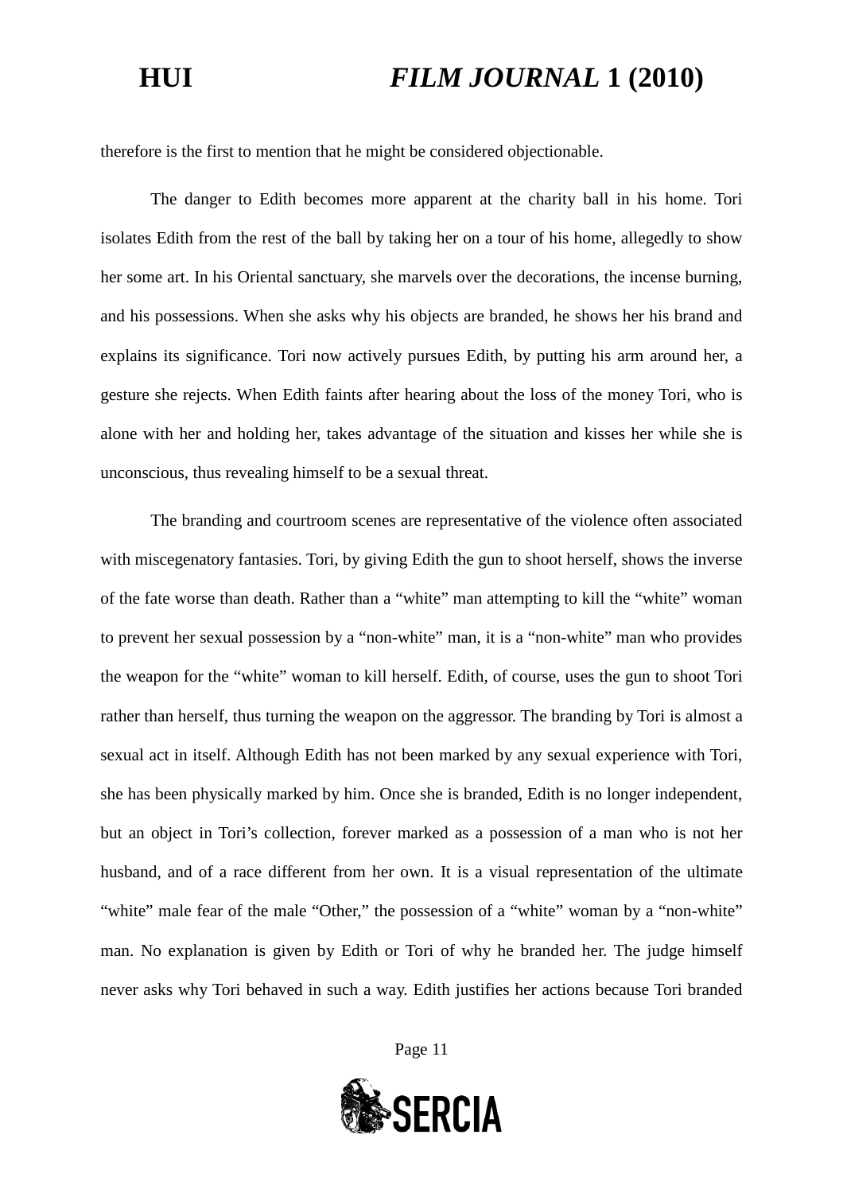therefore is the first to mention that he might be considered objectionable.

The danger to Edith becomes more apparent at the charity ball in his home. Tori isolates Edith from the rest of the ball by taking her on a tour of his home, allegedly to show her some art. In his Oriental sanctuary, she marvels over the decorations, the incense burning, and his possessions. When she asks why his objects are branded, he shows her his brand and explains its significance. Tori now actively pursues Edith, by putting his arm around her, a gesture she rejects. When Edith faints after hearing about the loss of the money Tori, who is alone with her and holding her, takes advantage of the situation and kisses her while she is unconscious, thus revealing himself to be a sexual threat.

The branding and courtroom scenes are representative of the violence often associated with miscegenatory fantasies. Tori, by giving Edith the gun to shoot herself, shows the inverse of the fate worse than death. Rather than a "white" man attempting to kill the "white" woman to prevent her sexual possession by a "non-white" man, it is a "non-white" man who provides the weapon for the "white" woman to kill herself. Edith, of course, uses the gun to shoot Tori rather than herself, thus turning the weapon on the aggressor. The branding by Tori is almost a sexual act in itself. Although Edith has not been marked by any sexual experience with Tori, she has been physically marked by him. Once she is branded, Edith is no longer independent, but an object in Tori's collection, forever marked as a possession of a man who is not her husband, and of a race different from her own. It is a visual representation of the ultimate "white" male fear of the male "Other," the possession of a "white" woman by a "non-white" man. No explanation is given by Edith or Tori of why he branded her. The judge himself never asks why Tori behaved in such a way. Edith justifies her actions because Tori branded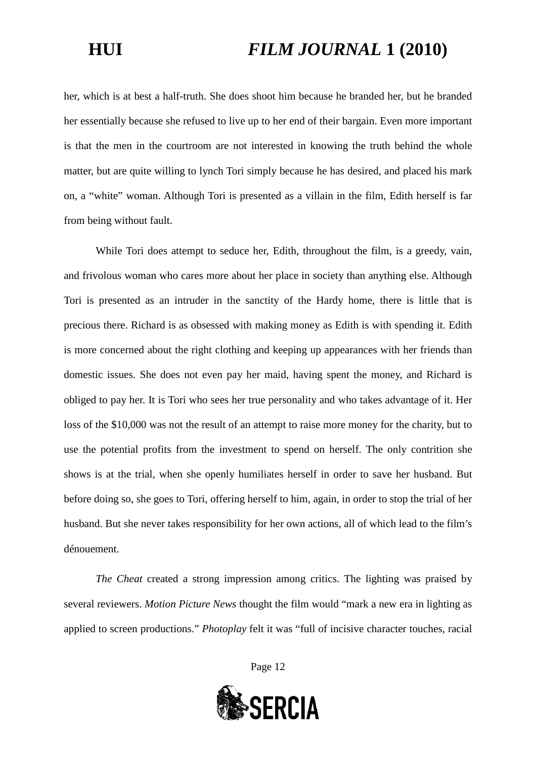her, which is at best a half-truth. She does shoot him because he branded her, but he branded her essentially because she refused to live up to her end of their bargain. Even more important is that the men in the courtroom are not interested in knowing the truth behind the whole matter, but are quite willing to lynch Tori simply because he has desired, and placed his mark on, a "white" woman. Although Tori is presented as a villain in the film, Edith herself is far from being without fault.

While Tori does attempt to seduce her, Edith, throughout the film, is a greedy, vain, and frivolous woman who cares more about her place in society than anything else. Although Tori is presented as an intruder in the sanctity of the Hardy home, there is little that is precious there. Richard is as obsessed with making money as Edith is with spending it. Edith is more concerned about the right clothing and keeping up appearances with her friends than domestic issues. She does not even pay her maid, having spent the money, and Richard is obliged to pay her. It is Tori who sees her true personality and who takes advantage of it. Her loss of the $10,000 was not the result of an attempt to raise more money for the charity, but to use the potential profits from the investment to spend on herself. The only contrition she shows is at the trial, when she openly humiliates herself in order to save her husband. But before doing so, she goes to Tori, offering herself to him, again, in order to stop the trial of her husband. But she never takes responsibility for her own actions, all of which lead to the film's dénouement.

*The Cheat* created a strong impression among critics. The lighting was praised by several reviewers. *Motion Picture News* thought the film would "mark a new era in lighting as applied to screen productions." *Photoplay* felt it was "full of incisive character touches, racial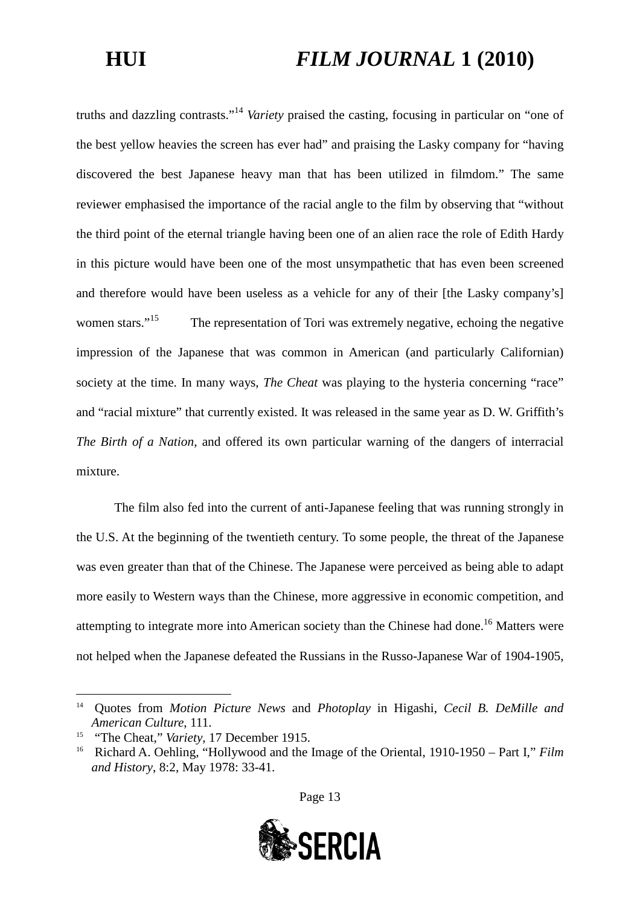truths and dazzling contrasts."[14] *Variety* praised the casting, focusing in particular on "one of the best yellow heavies the screen has ever had" and praising the Lasky company for "having discovered the best Japanese heavy man that has been utilized in filmdom." The same reviewer emphasised the importance of the racial angle to the film by observing that "without the third point of the eternal triangle having been one of an alien race the role of Edith Hardy in this picture would have been one of the most unsympathetic that has even been screened and therefore would have been useless as a vehicle for any of their [the Lasky company's] women stars."[15] The representation of Tori was extremely negative, echoing the negative impression of the Japanese that was common in American (and particularly Californian) society at the time. In many ways, *The Cheat* was playing to the hysteria concerning "race" and "racial mixture" that currently existed. It was released in the same year as D. W. Griffith's *The Birth of a Nation*, and offered its own particular warning of the dangers of interracial mixture.

The film also fed into the current of anti-Japanese feeling that was running strongly in the U.S. At the beginning of the twentieth century. To some people, the threat of the Japanese was even greater than that of the Chinese. The Japanese were perceived as being able to adapt more easily to Western ways than the Chinese, more aggressive in economic competition, and attempting to integrate more into American society than the Chinese had done.[16] Matters were not helped when the Japanese defeated the Russians in the Russo-Japanese War of 1904-1905,

---

[14] Quotes from *Motion Picture News* and *Photoplay* in Higashi, *Cecil B. DeMille and American Culture*, 111.

[15] "The Cheat," *Variety*, 17 December 1915.

[16] Richard A. Oehling, "Hollywood and the Image of the Oriental, 1910-1950 – Part I," *Film and History*, 8:2, May 1978: 33-41.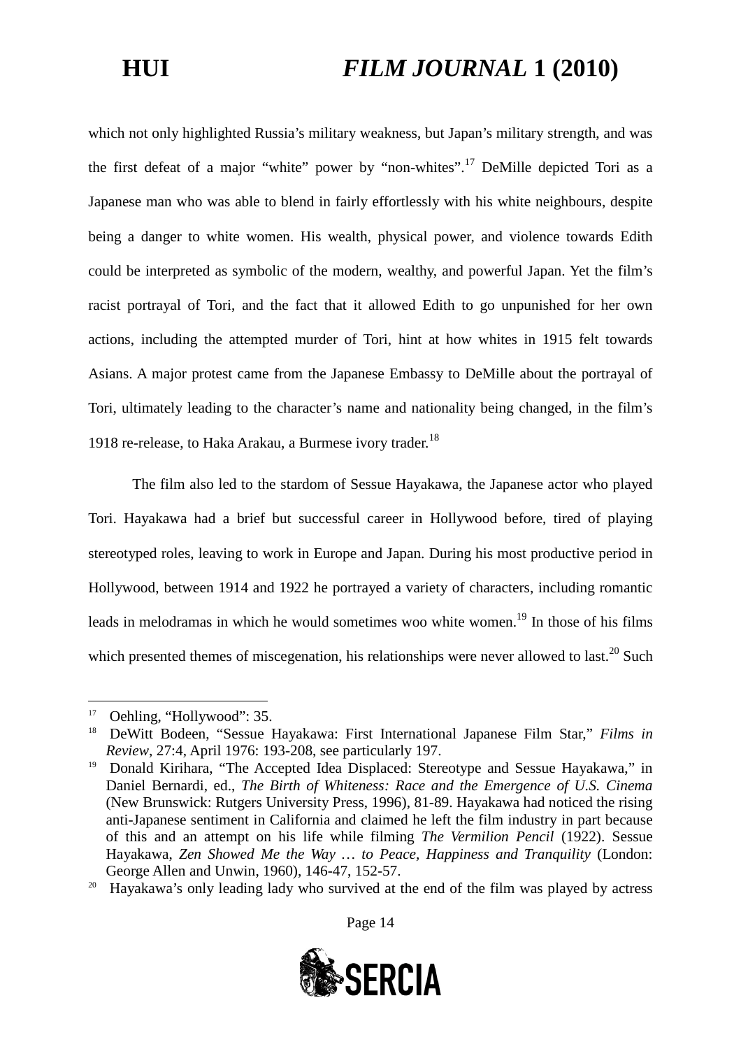which not only highlighted Russia's military weakness, but Japan's military strength, and was the first defeat of a major "white" power by "non-whites".[17] DeMille depicted Tori as a Japanese man who was able to blend in fairly effortlessly with his white neighbours, despite being a danger to white women. His wealth, physical power, and violence towards Edith could be interpreted as symbolic of the modern, wealthy, and powerful Japan. Yet the film's racist portrayal of Tori, and the fact that it allowed Edith to go unpunished for her own actions, including the attempted murder of Tori, hint at how whites in 1915 felt towards Asians. A major protest came from the Japanese Embassy to DeMille about the portrayal of Tori, ultimately leading to the character's name and nationality being changed, in the film's 1918 re-release, to Haka Arakau, a Burmese ivory trader.[18]

The film also led to the stardom of Sessue Hayakawa, the Japanese actor who played Tori. Hayakawa had a brief but successful career in Hollywood before, tired of playing stereotyped roles, leaving to work in Europe and Japan. During his most productive period in Hollywood, between 1914 and 1922 he portrayed a variety of characters, including romantic leads in melodramas in which he would sometimes woo white women.[19] In those of his films which presented themes of miscegenation, his relationships were never allowed to last.[20] Such

---

[17] Oehling, "Hollywood": 35.

[18] DeWitt Bodeen, "Sessue Hayakawa: First International Japanese Film Star," *Films in Review*, 27:4, April 1976: 193-208, see particularly 197.

[19] Donald Kirihara, "The Accepted Idea Displaced: Stereotype and Sessue Hayakawa," in Daniel Bernardi, ed., *The Birth of Whiteness: Race and the Emergence of U.S. Cinema* (New Brunswick: Rutgers University Press, 1996), 81-89. Hayakawa had noticed the rising anti-Japanese sentiment in California and claimed he left the film industry in part because of this and an attempt on his life while filming *The Vermilion Pencil* (1922). Sessue Hayakawa, *Zen Showed Me the Way … to Peace, Happiness and Tranquility* (London: George Allen and Unwin, 1960), 146-47, 152-57.

[20] Hayakawa's only leading lady who survived at the end of the film was played by actress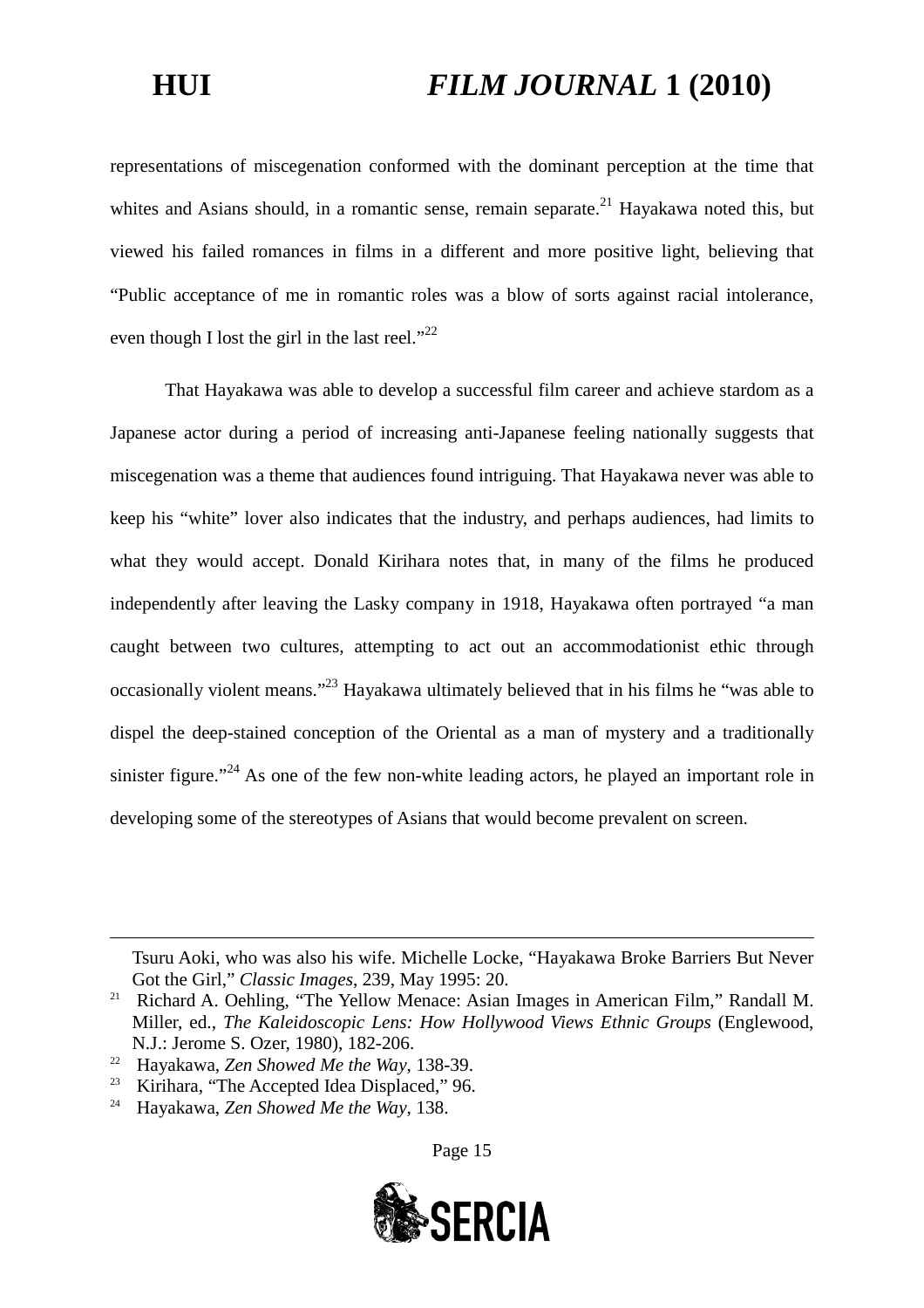representations of miscegenation conformed with the dominant perception at the time that whites and Asians should, in a romantic sense, remain separate.[21] Hayakawa noted this, but viewed his failed romances in films in a different and more positive light, believing that "Public acceptance of me in romantic roles was a blow of sorts against racial intolerance, even though I lost the girl in the last reel."[22]

That Hayakawa was able to develop a successful film career and achieve stardom as a Japanese actor during a period of increasing anti-Japanese feeling nationally suggests that miscegenation was a theme that audiences found intriguing. That Hayakawa never was able to keep his "white" lover also indicates that the industry, and perhaps audiences, had limits to what they would accept. Donald Kirihara notes that, in many of the films he produced independently after leaving the Lasky company in 1918, Hayakawa often portrayed "a man caught between two cultures, attempting to act out an accommodationist ethic through occasionally violent means."[23] Hayakawa ultimately believed that in his films he "was able to dispel the deep-stained conception of the Oriental as a man of mystery and a traditionally sinister figure."[24] As one of the few non-white leading actors, he played an important role in developing some of the stereotypes of Asians that would become prevalent on screen.

---

Tsuru Aoki, who was also his wife. Michelle Locke, "Hayakawa Broke Barriers But Never Got the Girl," *Classic Images*, 239, May 1995: 20.

[21] Richard A. Oehling, "The Yellow Menace: Asian Images in American Film," Randall M. Miller, ed., *The Kaleidoscopic Lens: How Hollywood Views Ethnic Groups* (Englewood, N.J.: Jerome S. Ozer, 1980), 182-206.

[22] Hayakawa, *Zen Showed Me the Way*, 138-39.

[23] Kirihara, "The Accepted Idea Displaced," 96.

[24] Hayakawa, *Zen Showed Me the Way*, 138.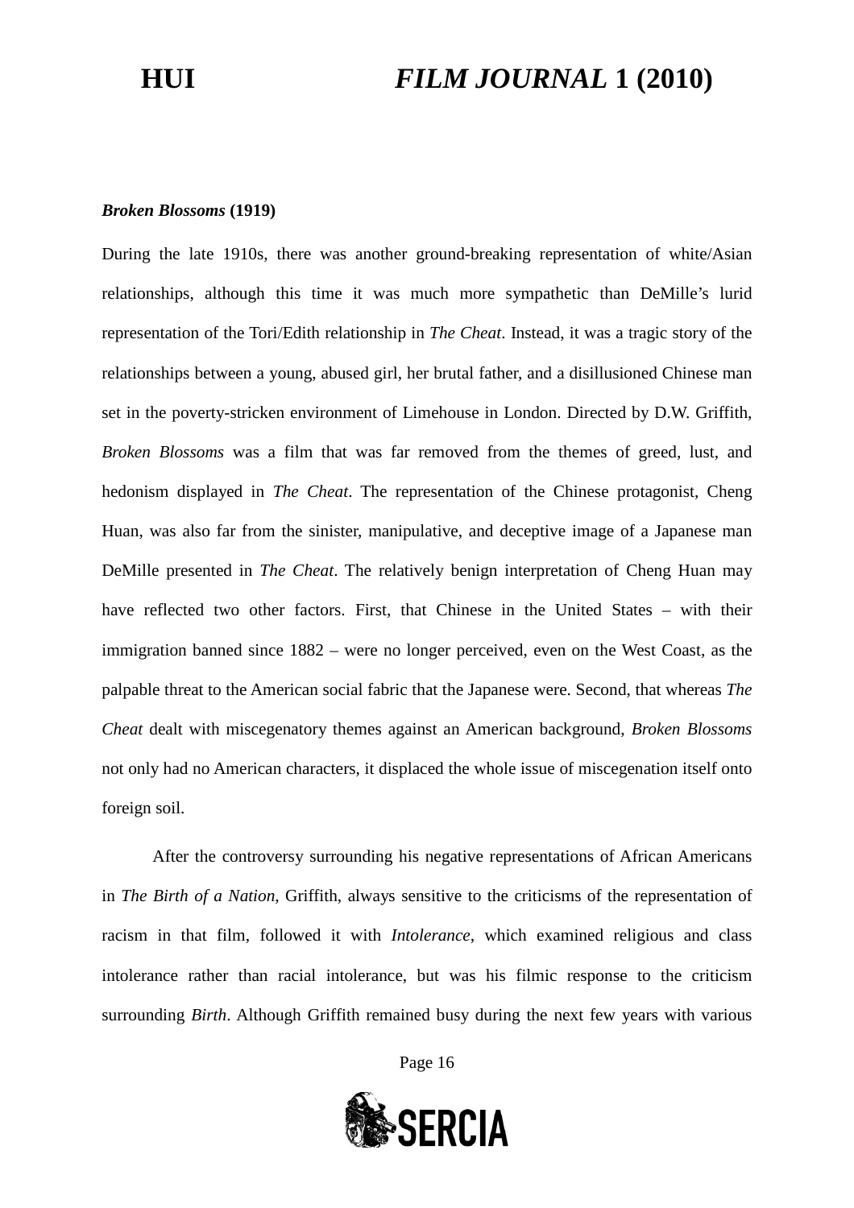***Broken Blossoms* (1919)**

During the late 1910s, there was another ground-breaking representation of white/Asian relationships, although this time it was much more sympathetic than DeMille's lurid representation of the Tori/Edith relationship in *The Cheat*. Instead, it was a tragic story of the relationships between a young, abused girl, her brutal father, and a disillusioned Chinese man set in the poverty-stricken environment of Limehouse in London. Directed by D.W. Griffith, *Broken Blossoms* was a film that was far removed from the themes of greed, lust, and hedonism displayed in *The Cheat*. The representation of the Chinese protagonist, Cheng Huan, was also far from the sinister, manipulative, and deceptive image of a Japanese man DeMille presented in *The Cheat*. The relatively benign interpretation of Cheng Huan may have reflected two other factors. First, that Chinese in the United States – with their immigration banned since 1882 – were no longer perceived, even on the West Coast, as the palpable threat to the American social fabric that the Japanese were. Second, that whereas *The Cheat* dealt with miscegenatory themes against an American background, *Broken Blossoms* not only had no American characters, it displaced the whole issue of miscegenation itself onto foreign soil.

After the controversy surrounding his negative representations of African Americans in *The Birth of a Nation*, Griffith, always sensitive to the criticisms of the representation of racism in that film, followed it with *Intolerance*, which examined religious and class intolerance rather than racial intolerance, but was his filmic response to the criticism surrounding *Birth*. Although Griffith remained busy during the next few years with various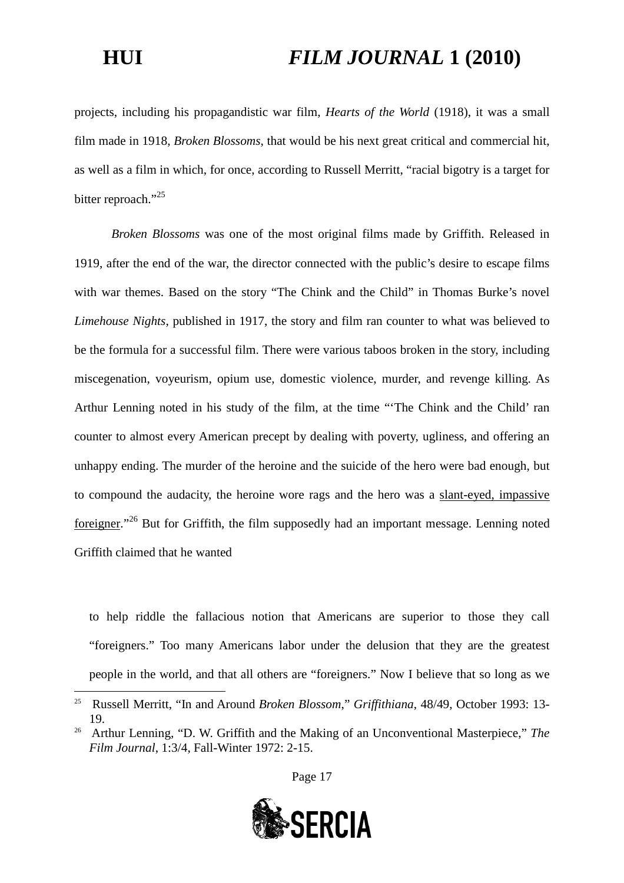projects, including his propagandistic war film, *Hearts of the World* (1918), it was a small film made in 1918, *Broken Blossoms*, that would be his next great critical and commercial hit, as well as a film in which, for once, according to Russell Merritt, "racial bigotry is a target for bitter reproach."[25]

*Broken Blossoms* was one of the most original films made by Griffith. Released in 1919, after the end of the war, the director connected with the public's desire to escape films with war themes. Based on the story "The Chink and the Child" in Thomas Burke's novel *Limehouse Nights*, published in 1917, the story and film ran counter to what was believed to be the formula for a successful film. There were various taboos broken in the story, including miscegenation, voyeurism, opium use, domestic violence, murder, and revenge killing. As Arthur Lenning noted in his study of the film, at the time "'The Chink and the Child' ran counter to almost every American precept by dealing with poverty, ugliness, and offering an unhappy ending. The murder of the heroine and the suicide of the hero were bad enough, but to compound the audacity, the heroine wore rags and the hero was a <u>slant-eyed, impassive foreigner</u>."[26] But for Griffith, the film supposedly had an important message. Lenning noted Griffith claimed that he wanted

> to help riddle the fallacious notion that Americans are superior to those they call "foreigners." Too many Americans labor under the delusion that they are the greatest people in the world, and that all others are "foreigners." Now I believe that so long as we

---

[25] Russell Merritt, "In and Around *Broken Blossom*," *Griffithiana*, 48/49, October 1993: 13-19.

[26] Arthur Lenning, "D. W. Griffith and the Making of an Unconventional Masterpiece," *The Film Journal*, 1:3/4, Fall-Winter 1972: 2-15.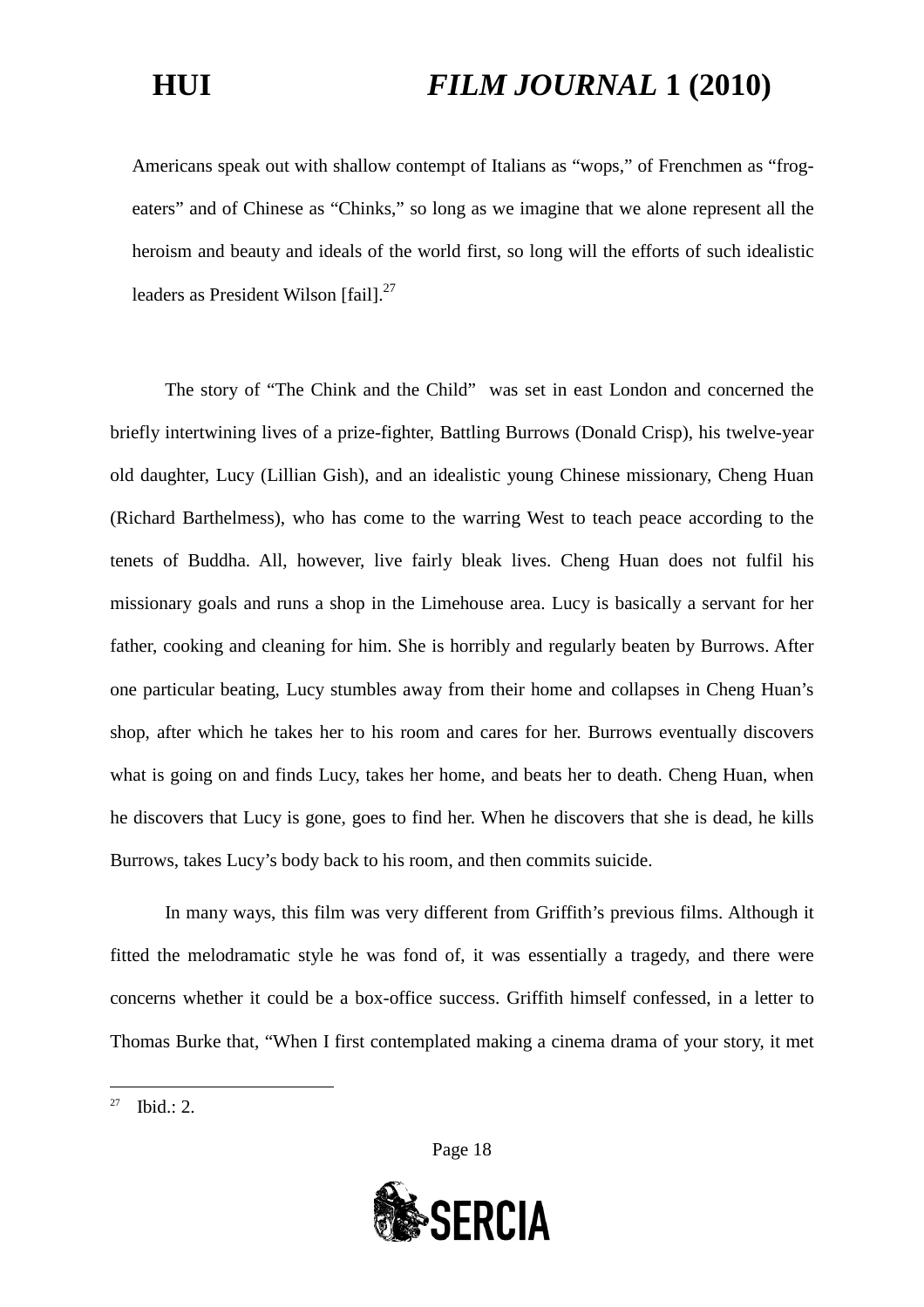> Americans speak out with shallow contempt of Italians as "wops," of Frenchmen as "frog-eaters" and of Chinese as "Chinks," so long as we imagine that we alone represent all the heroism and beauty and ideals of the world first, so long will the efforts of such idealistic leaders as President Wilson [fail].[27]

The story of "The Chink and the Child" was set in east London and concerned the briefly intertwining lives of a prize-fighter, Battling Burrows (Donald Crisp), his twelve-year old daughter, Lucy (Lillian Gish), and an idealistic young Chinese missionary, Cheng Huan (Richard Barthelmess), who has come to the warring West to teach peace according to the tenets of Buddha. All, however, live fairly bleak lives. Cheng Huan does not fulfil his missionary goals and runs a shop in the Limehouse area. Lucy is basically a servant for her father, cooking and cleaning for him. She is horribly and regularly beaten by Burrows. After one particular beating, Lucy stumbles away from their home and collapses in Cheng Huan's shop, after which he takes her to his room and cares for her. Burrows eventually discovers what is going on and finds Lucy, takes her home, and beats her to death. Cheng Huan, when he discovers that Lucy is gone, goes to find her. When he discovers that she is dead, he kills Burrows, takes Lucy's body back to his room, and then commits suicide.

In many ways, this film was very different from Griffith's previous films. Although it fitted the melodramatic style he was fond of, it was essentially a tragedy, and there were concerns whether it could be a box-office success. Griffith himself confessed, in a letter to Thomas Burke that, "When I first contemplated making a cinema drama of your story, it met

[27] Ibid.: 2.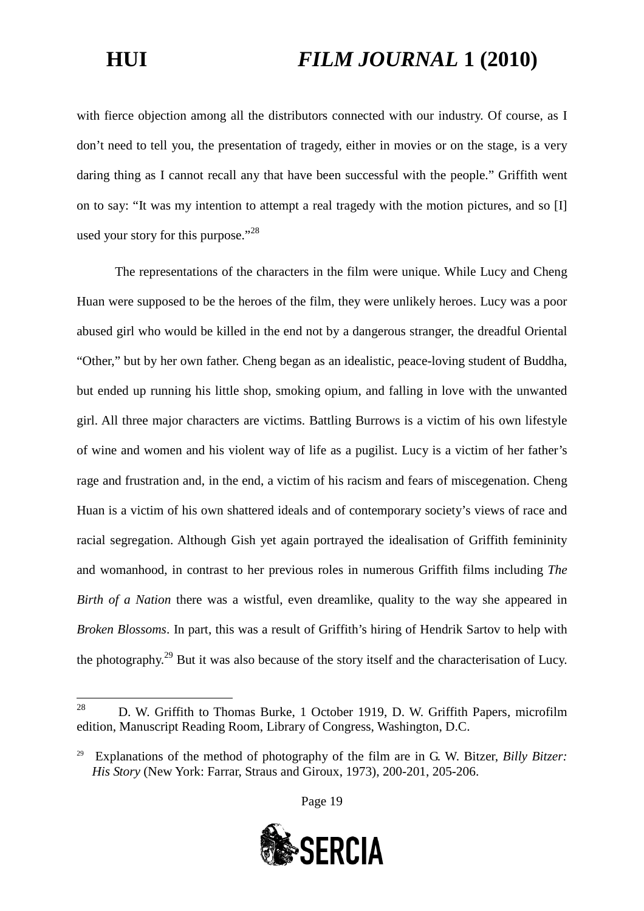with fierce objection among all the distributors connected with our industry. Of course, as I don't need to tell you, the presentation of tragedy, either in movies or on the stage, is a very daring thing as I cannot recall any that have been successful with the people." Griffith went on to say: "It was my intention to attempt a real tragedy with the motion pictures, and so [I] used your story for this purpose."[28]

The representations of the characters in the film were unique. While Lucy and Cheng Huan were supposed to be the heroes of the film, they were unlikely heroes. Lucy was a poor abused girl who would be killed in the end not by a dangerous stranger, the dreadful Oriental "Other," but by her own father. Cheng began as an idealistic, peace-loving student of Buddha, but ended up running his little shop, smoking opium, and falling in love with the unwanted girl. All three major characters are victims. Battling Burrows is a victim of his own lifestyle of wine and women and his violent way of life as a pugilist. Lucy is a victim of her father's rage and frustration and, in the end, a victim of his racism and fears of miscegenation. Cheng Huan is a victim of his own shattered ideals and of contemporary society's views of race and racial segregation. Although Gish yet again portrayed the idealisation of Griffith femininity and womanhood, in contrast to her previous roles in numerous Griffith films including *The Birth of a Nation* there was a wistful, even dreamlike, quality to the way she appeared in *Broken Blossoms*. In part, this was a result of Griffith's hiring of Hendrik Sartov to help with the photography.[29] But it was also because of the story itself and the characterisation of Lucy.

---

[28] D. W. Griffith to Thomas Burke, 1 October 1919, D. W. Griffith Papers, microfilm edition, Manuscript Reading Room, Library of Congress, Washington, D.C.

[29] Explanations of the method of photography of the film are in G. W. Bitzer, *Billy Bitzer: His Story* (New York: Farrar, Straus and Giroux, 1973), 200-201, 205-206.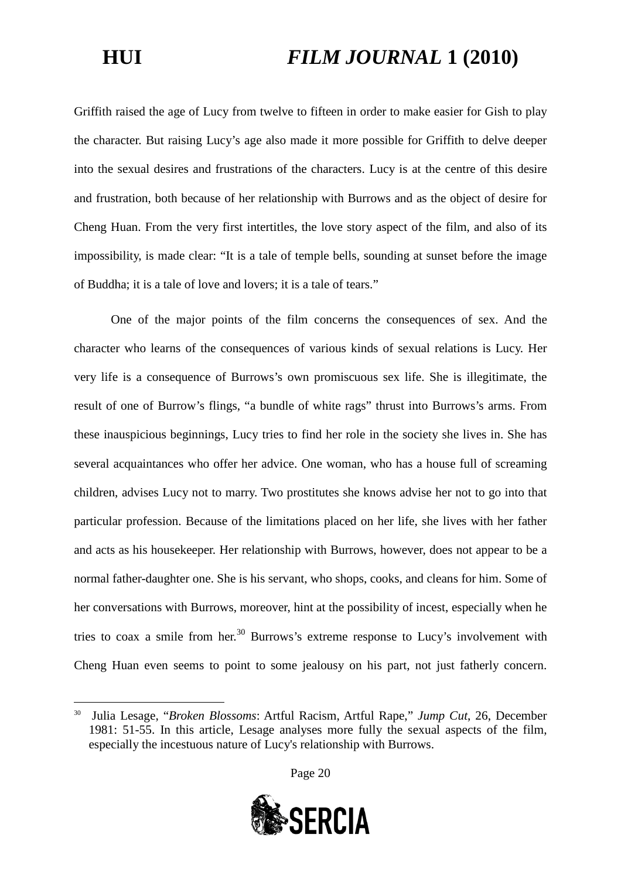Griffith raised the age of Lucy from twelve to fifteen in order to make easier for Gish to play the character. But raising Lucy's age also made it more possible for Griffith to delve deeper into the sexual desires and frustrations of the characters. Lucy is at the centre of this desire and frustration, both because of her relationship with Burrows and as the object of desire for Cheng Huan. From the very first intertitles, the love story aspect of the film, and also of its impossibility, is made clear: "It is a tale of temple bells, sounding at sunset before the image of Buddha; it is a tale of love and lovers; it is a tale of tears."

One of the major points of the film concerns the consequences of sex. And the character who learns of the consequences of various kinds of sexual relations is Lucy. Her very life is a consequence of Burrows's own promiscuous sex life. She is illegitimate, the result of one of Burrow's flings, "a bundle of white rags" thrust into Burrows's arms. From these inauspicious beginnings, Lucy tries to find her role in the society she lives in. She has several acquaintances who offer her advice. One woman, who has a house full of screaming children, advises Lucy not to marry. Two prostitutes she knows advise her not to go into that particular profession. Because of the limitations placed on her life, she lives with her father and acts as his housekeeper. Her relationship with Burrows, however, does not appear to be a normal father-daughter one. She is his servant, who shops, cooks, and cleans for him. Some of her conversations with Burrows, moreover, hint at the possibility of incest, especially when he tries to coax a smile from her.[30] Burrows's extreme response to Lucy's involvement with Cheng Huan even seems to point to some jealousy on his part, not just fatherly concern.

[30] Julia Lesage, "*Broken Blossoms*: Artful Racism, Artful Rape," *Jump Cut*, 26, December 1981: 51-55. In this article, Lesage analyses more fully the sexual aspects of the film, especially the incestuous nature of Lucy's relationship with Burrows.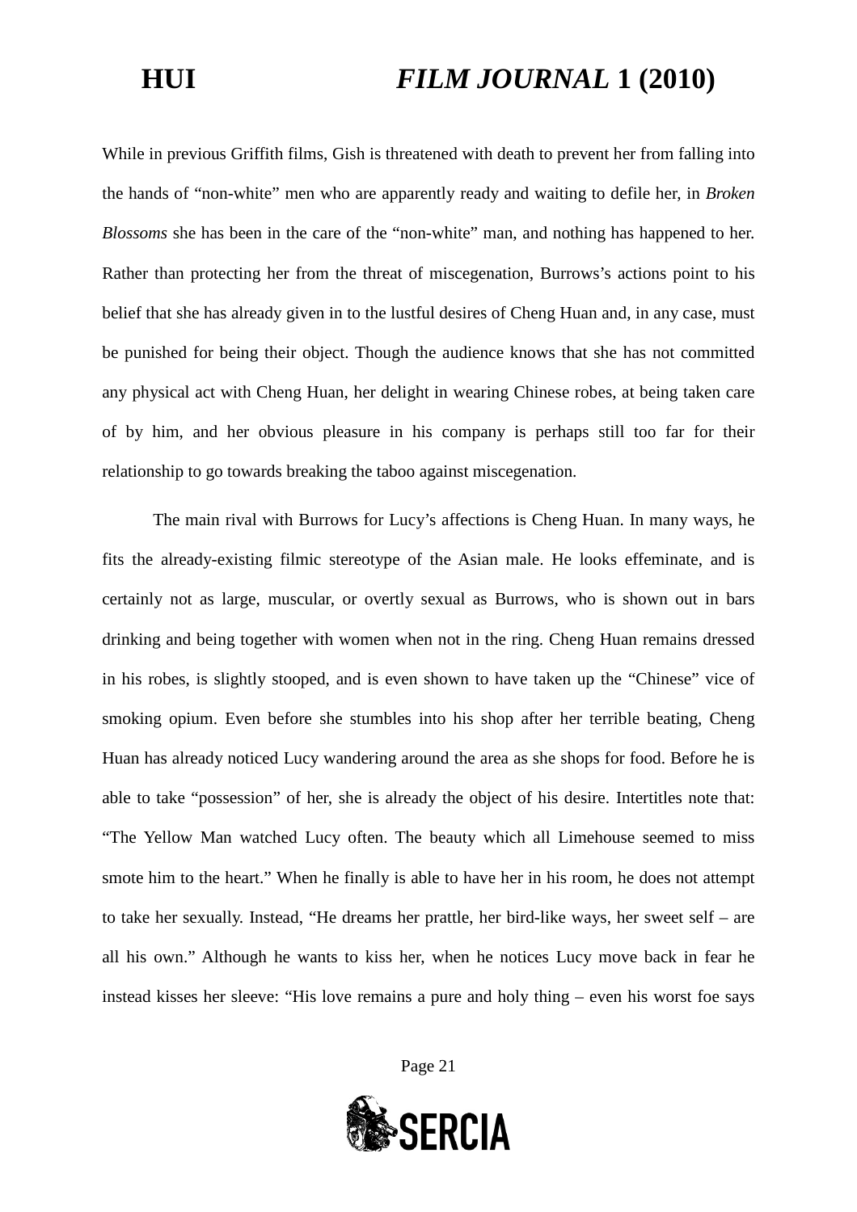While in previous Griffith films, Gish is threatened with death to prevent her from falling into the hands of "non-white" men who are apparently ready and waiting to defile her, in *Broken Blossoms* she has been in the care of the "non-white" man, and nothing has happened to her. Rather than protecting her from the threat of miscegenation, Burrows's actions point to his belief that she has already given in to the lustful desires of Cheng Huan and, in any case, must be punished for being their object. Though the audience knows that she has not committed any physical act with Cheng Huan, her delight in wearing Chinese robes, at being taken care of by him, and her obvious pleasure in his company is perhaps still too far for their relationship to go towards breaking the taboo against miscegenation.

The main rival with Burrows for Lucy's affections is Cheng Huan. In many ways, he fits the already-existing filmic stereotype of the Asian male. He looks effeminate, and is certainly not as large, muscular, or overtly sexual as Burrows, who is shown out in bars drinking and being together with women when not in the ring. Cheng Huan remains dressed in his robes, is slightly stooped, and is even shown to have taken up the "Chinese" vice of smoking opium. Even before she stumbles into his shop after her terrible beating, Cheng Huan has already noticed Lucy wandering around the area as she shops for food. Before he is able to take "possession" of her, she is already the object of his desire. Intertitles note that: "The Yellow Man watched Lucy often. The beauty which all Limehouse seemed to miss smote him to the heart." When he finally is able to have her in his room, he does not attempt to take her sexually. Instead, "He dreams her prattle, her bird-like ways, her sweet self – are all his own." Although he wants to kiss her, when he notices Lucy move back in fear he instead kisses her sleeve: "His love remains a pure and holy thing – even his worst foe says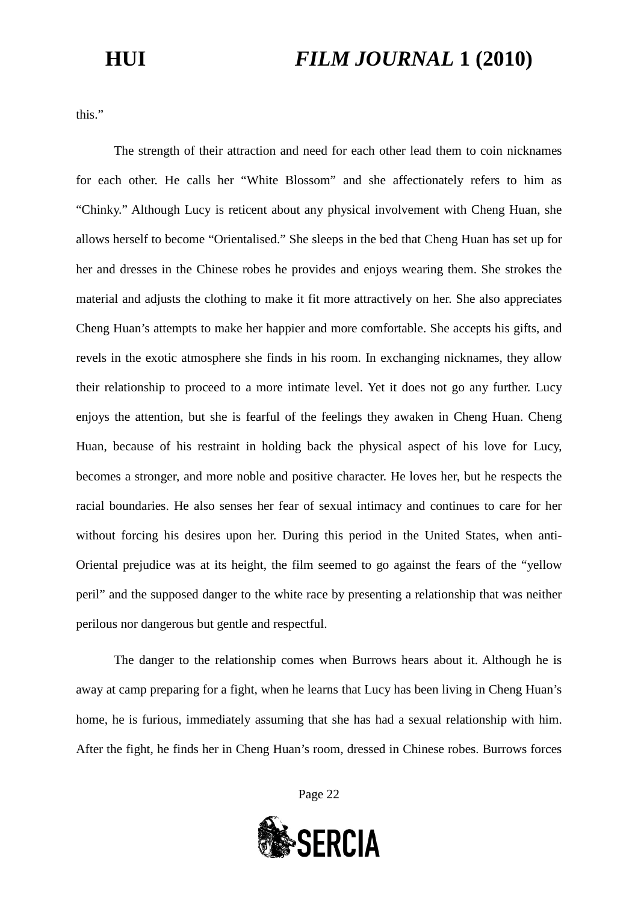this."

The strength of their attraction and need for each other lead them to coin nicknames for each other. He calls her "White Blossom" and she affectionately refers to him as "Chinky." Although Lucy is reticent about any physical involvement with Cheng Huan, she allows herself to become "Orientalised." She sleeps in the bed that Cheng Huan has set up for her and dresses in the Chinese robes he provides and enjoys wearing them. She strokes the material and adjusts the clothing to make it fit more attractively on her. She also appreciates Cheng Huan's attempts to make her happier and more comfortable. She accepts his gifts, and revels in the exotic atmosphere she finds in his room. In exchanging nicknames, they allow their relationship to proceed to a more intimate level. Yet it does not go any further. Lucy enjoys the attention, but she is fearful of the feelings they awaken in Cheng Huan. Cheng Huan, because of his restraint in holding back the physical aspect of his love for Lucy, becomes a stronger, and more noble and positive character. He loves her, but he respects the racial boundaries. He also senses her fear of sexual intimacy and continues to care for her without forcing his desires upon her. During this period in the United States, when anti-Oriental prejudice was at its height, the film seemed to go against the fears of the "yellow peril" and the supposed danger to the white race by presenting a relationship that was neither perilous nor dangerous but gentle and respectful.

The danger to the relationship comes when Burrows hears about it. Although he is away at camp preparing for a fight, when he learns that Lucy has been living in Cheng Huan's home, he is furious, immediately assuming that she has had a sexual relationship with him. After the fight, he finds her in Cheng Huan's room, dressed in Chinese robes. Burrows forces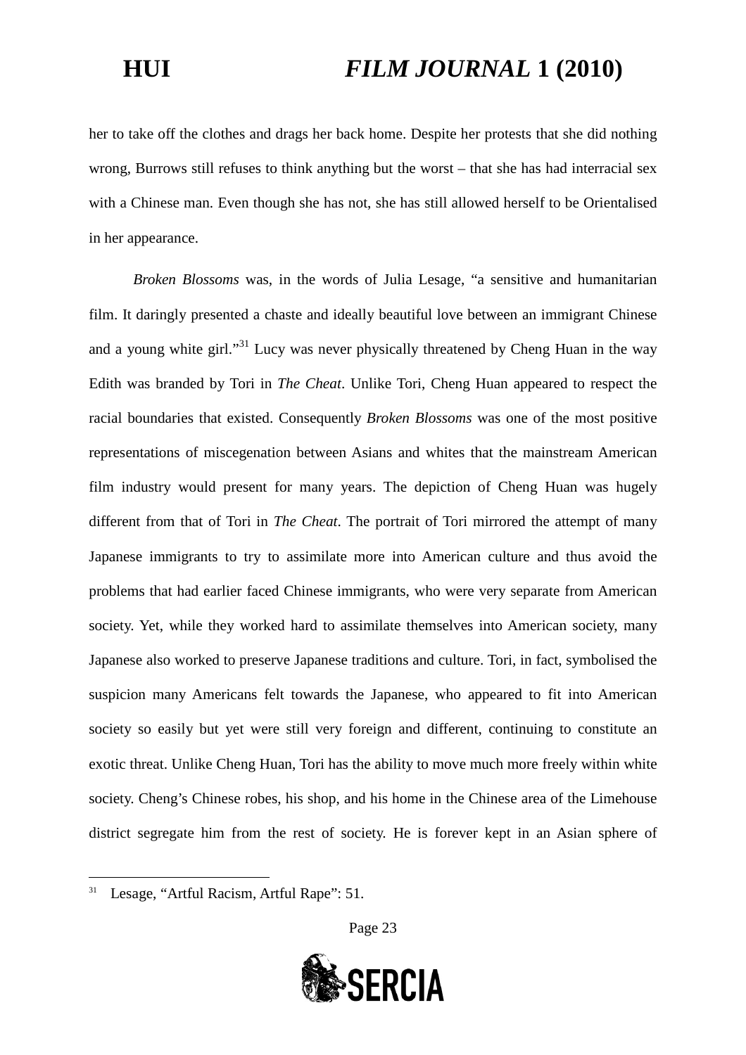her to take off the clothes and drags her back home. Despite her protests that she did nothing wrong, Burrows still refuses to think anything but the worst – that she has had interracial sex with a Chinese man. Even though she has not, she has still allowed herself to be Orientalised in her appearance.

*Broken Blossoms* was, in the words of Julia Lesage, "a sensitive and humanitarian film. It daringly presented a chaste and ideally beautiful love between an immigrant Chinese and a young white girl."[31] Lucy was never physically threatened by Cheng Huan in the way Edith was branded by Tori in *The Cheat*. Unlike Tori, Cheng Huan appeared to respect the racial boundaries that existed. Consequently *Broken Blossoms* was one of the most positive representations of miscegenation between Asians and whites that the mainstream American film industry would present for many years. The depiction of Cheng Huan was hugely different from that of Tori in *The Cheat*. The portrait of Tori mirrored the attempt of many Japanese immigrants to try to assimilate more into American culture and thus avoid the problems that had earlier faced Chinese immigrants, who were very separate from American society. Yet, while they worked hard to assimilate themselves into American society, many Japanese also worked to preserve Japanese traditions and culture. Tori, in fact, symbolised the suspicion many Americans felt towards the Japanese, who appeared to fit into American society so easily but yet were still very foreign and different, continuing to constitute an exotic threat. Unlike Cheng Huan, Tori has the ability to move much more freely within white society. Cheng's Chinese robes, his shop, and his home in the Chinese area of the Limehouse district segregate him from the rest of society. He is forever kept in an Asian sphere of

---

[31] Lesage, "Artful Racism, Artful Rape": 51.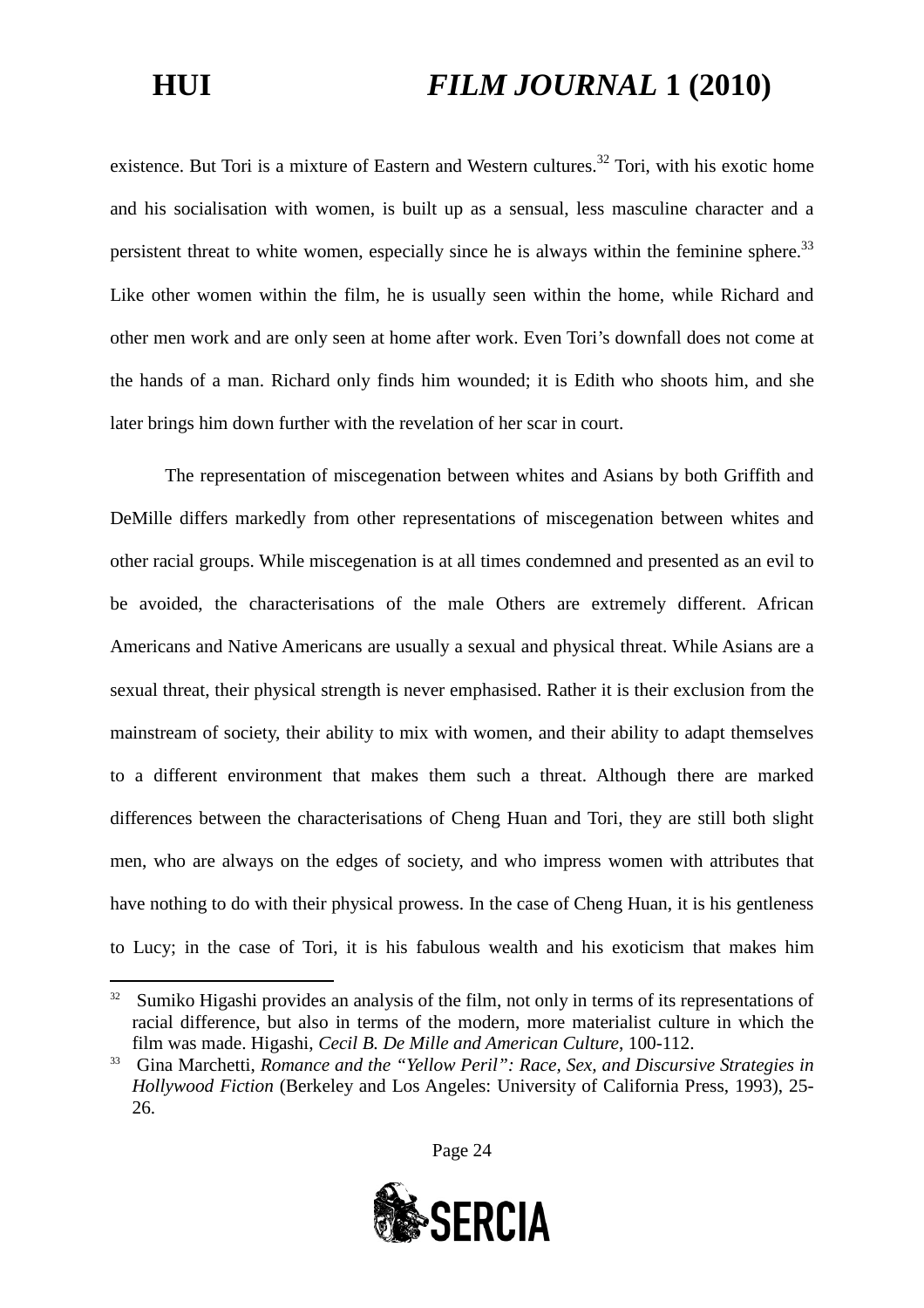existence. But Tori is a mixture of Eastern and Western cultures.[32] Tori, with his exotic home and his socialisation with women, is built up as a sensual, less masculine character and a persistent threat to white women, especially since he is always within the feminine sphere.[33] Like other women within the film, he is usually seen within the home, while Richard and other men work and are only seen at home after work. Even Tori's downfall does not come at the hands of a man. Richard only finds him wounded; it is Edith who shoots him, and she later brings him down further with the revelation of her scar in court.

The representation of miscegenation between whites and Asians by both Griffith and DeMille differs markedly from other representations of miscegenation between whites and other racial groups. While miscegenation is at all times condemned and presented as an evil to be avoided, the characterisations of the male Others are extremely different. African Americans and Native Americans are usually a sexual and physical threat. While Asians are a sexual threat, their physical strength is never emphasised. Rather it is their exclusion from the mainstream of society, their ability to mix with women, and their ability to adapt themselves to a different environment that makes them such a threat. Although there are marked differences between the characterisations of Cheng Huan and Tori, they are still both slight men, who are always on the edges of society, and who impress women with attributes that have nothing to do with their physical prowess. In the case of Cheng Huan, it is his gentleness to Lucy; in the case of Tori, it is his fabulous wealth and his exoticism that makes him

[32] Sumiko Higashi provides an analysis of the film, not only in terms of its representations of racial difference, but also in terms of the modern, more materialist culture in which the film was made. Higashi, *Cecil B. De Mille and American Culture*, 100-112.

[33] Gina Marchetti, *Romance and the "Yellow Peril": Race, Sex, and Discursive Strategies in Hollywood Fiction* (Berkeley and Los Angeles: University of California Press, 1993), 25-26.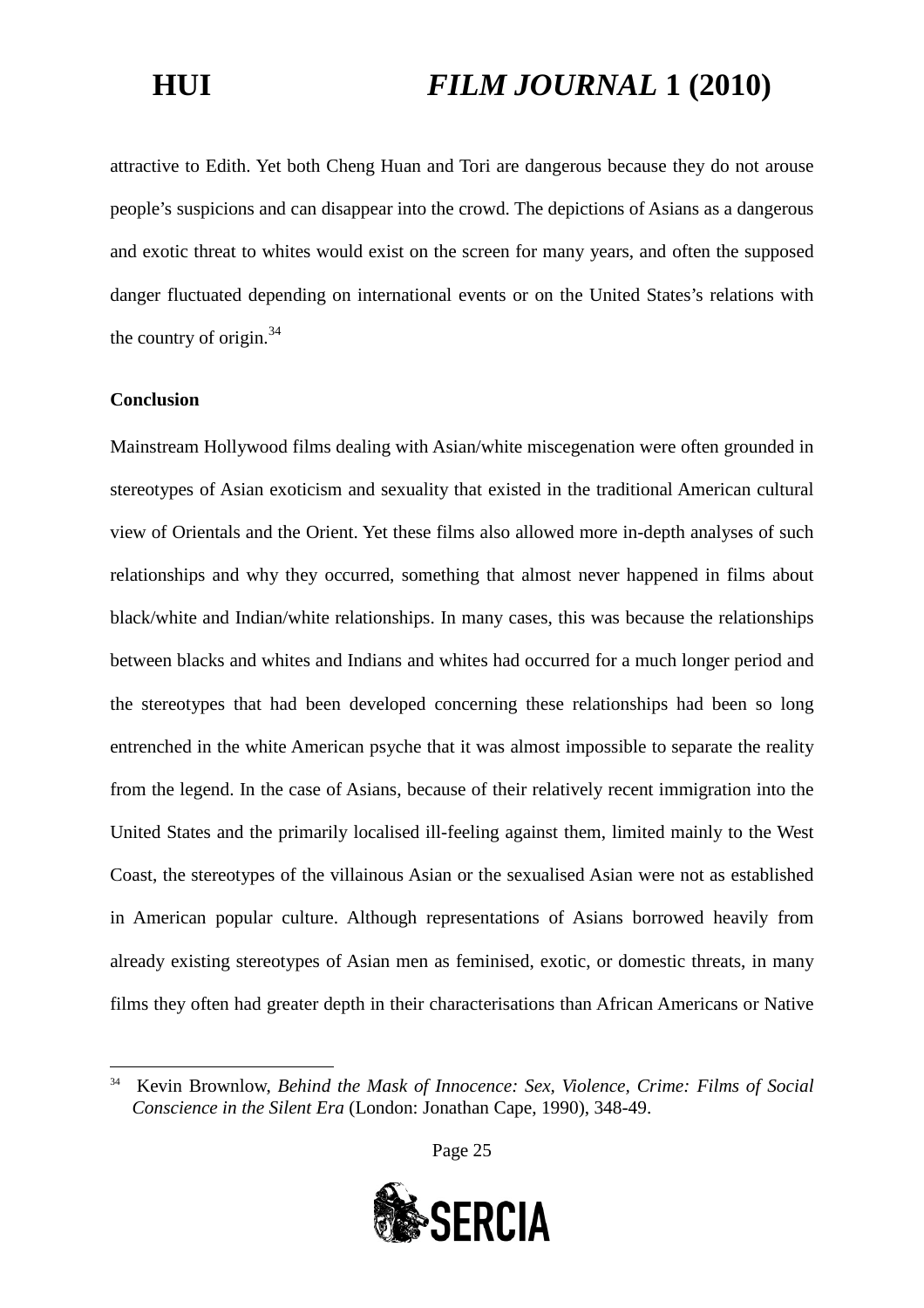attractive to Edith. Yet both Cheng Huan and Tori are dangerous because they do not arouse people's suspicions and can disappear into the crowd. The depictions of Asians as a dangerous and exotic threat to whites would exist on the screen for many years, and often the supposed danger fluctuated depending on international events or on the United States's relations with the country of origin.[34]

**Conclusion**

Mainstream Hollywood films dealing with Asian/white miscegenation were often grounded in stereotypes of Asian exoticism and sexuality that existed in the traditional American cultural view of Orientals and the Orient. Yet these films also allowed more in-depth analyses of such relationships and why they occurred, something that almost never happened in films about black/white and Indian/white relationships. In many cases, this was because the relationships between blacks and whites and Indians and whites had occurred for a much longer period and the stereotypes that had been developed concerning these relationships had been so long entrenched in the white American psyche that it was almost impossible to separate the reality from the legend. In the case of Asians, because of their relatively recent immigration into the United States and the primarily localised ill-feeling against them, limited mainly to the West Coast, the stereotypes of the villainous Asian or the sexualised Asian were not as established in American popular culture. Although representations of Asians borrowed heavily from already existing stereotypes of Asian men as feminised, exotic, or domestic threats, in many films they often had greater depth in their characterisations than African Americans or Native

---

[34] Kevin Brownlow, *Behind the Mask of Innocence: Sex, Violence, Crime: Films of Social Conscience in the Silent Era* (London: Jonathan Cape, 1990), 348-49.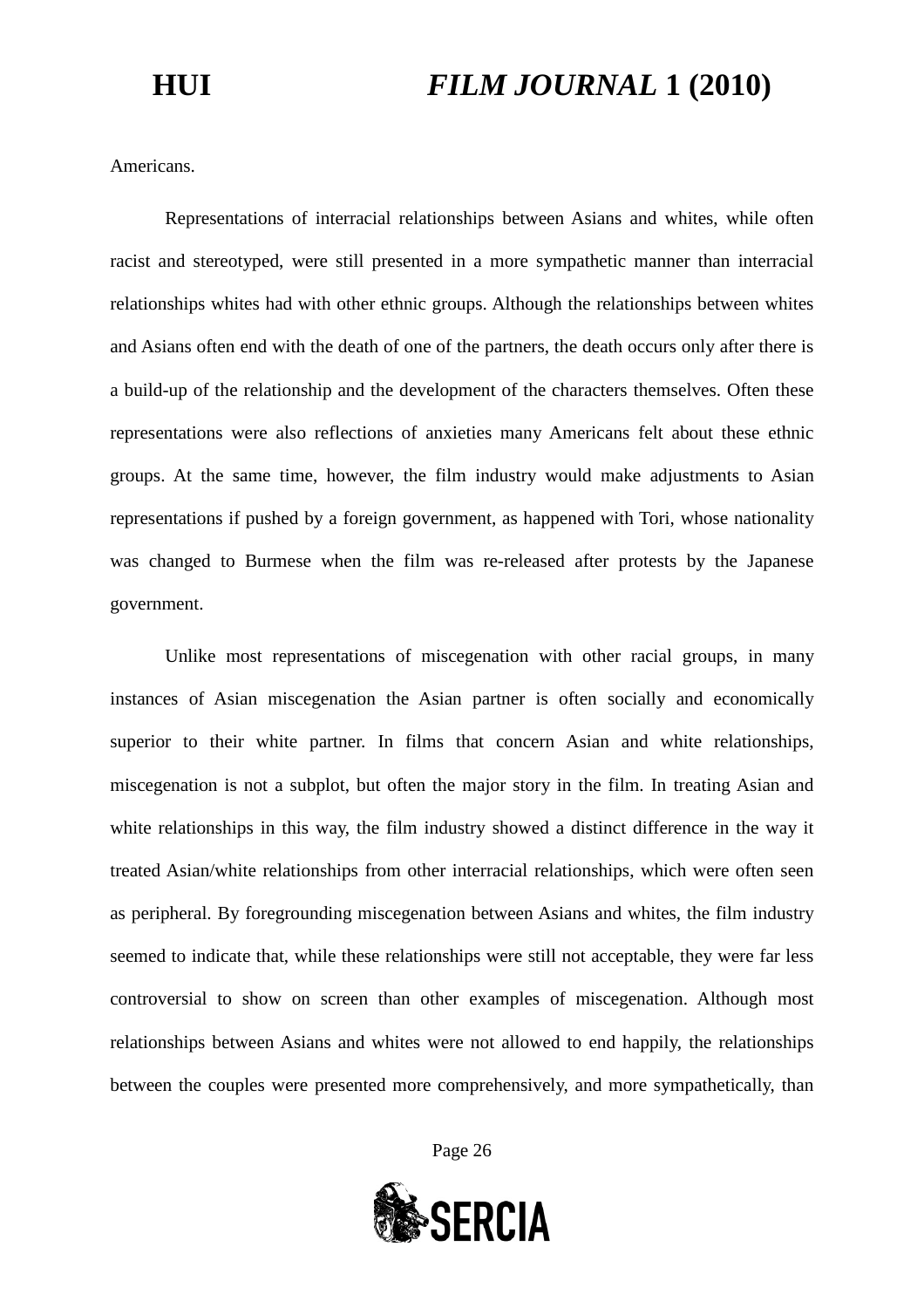Americans.

Representations of interracial relationships between Asians and whites, while often racist and stereotyped, were still presented in a more sympathetic manner than interracial relationships whites had with other ethnic groups. Although the relationships between whites and Asians often end with the death of one of the partners, the death occurs only after there is a build-up of the relationship and the development of the characters themselves. Often these representations were also reflections of anxieties many Americans felt about these ethnic groups. At the same time, however, the film industry would make adjustments to Asian representations if pushed by a foreign government, as happened with Tori, whose nationality was changed to Burmese when the film was re-released after protests by the Japanese government.

Unlike most representations of miscegenation with other racial groups, in many instances of Asian miscegenation the Asian partner is often socially and economically superior to their white partner. In films that concern Asian and white relationships, miscegenation is not a subplot, but often the major story in the film. In treating Asian and white relationships in this way, the film industry showed a distinct difference in the way it treated Asian/white relationships from other interracial relationships, which were often seen as peripheral. By foregrounding miscegenation between Asians and whites, the film industry seemed to indicate that, while these relationships were still not acceptable, they were far less controversial to show on screen than other examples of miscegenation. Although most relationships between Asians and whites were not allowed to end happily, the relationships between the couples were presented more comprehensively, and more sympathetically, than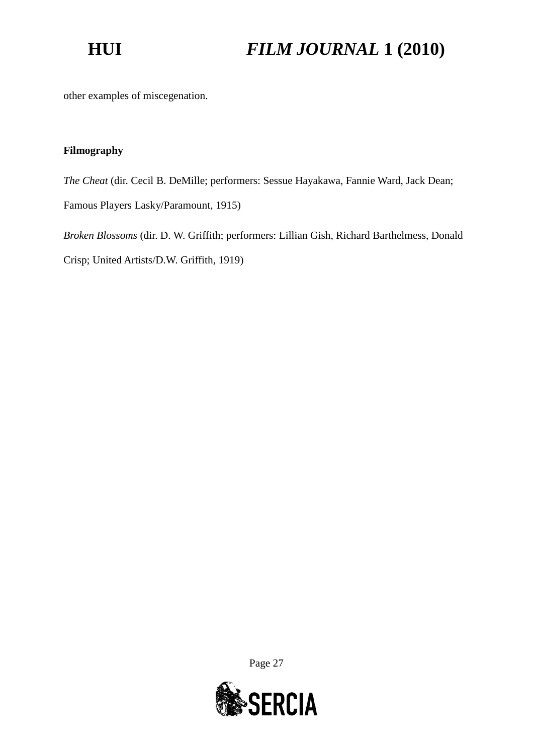other examples of miscegenation.

**Filmography**

*The Cheat* (dir. Cecil B. DeMille; performers: Sessue Hayakawa, Fannie Ward, Jack Dean; Famous Players Lasky/Paramount, 1915)

*Broken Blossoms* (dir. D. W. Griffith; performers: Lillian Gish, Richard Barthelmess, Donald Crisp; United Artists/D.W. Griffith, 1919)